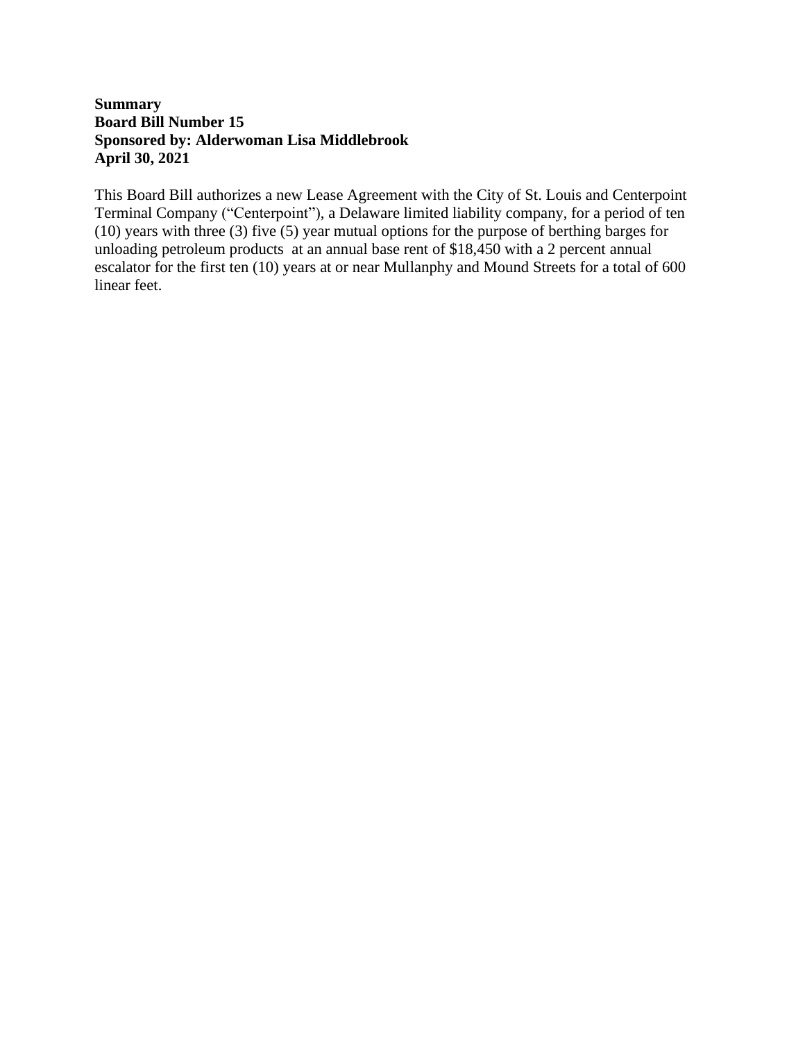**Summary**
**Board Bill Number 15**
**Sponsored by: Alderwoman Lisa Middlebrook**
**April 30, 2021**

This Board Bill authorizes a new Lease Agreement with the City of St. Louis and Centerpoint Terminal Company ("Centerpoint"), a Delaware limited liability company, for a period of ten (10) years with three (3) five (5) year mutual options for the purpose of berthing barges for unloading petroleum products at an annual base rent of $18,450 with a 2 percent annual escalator for the first ten (10) years at or near Mullanphy and Mound Streets for a total of 600 linear feet.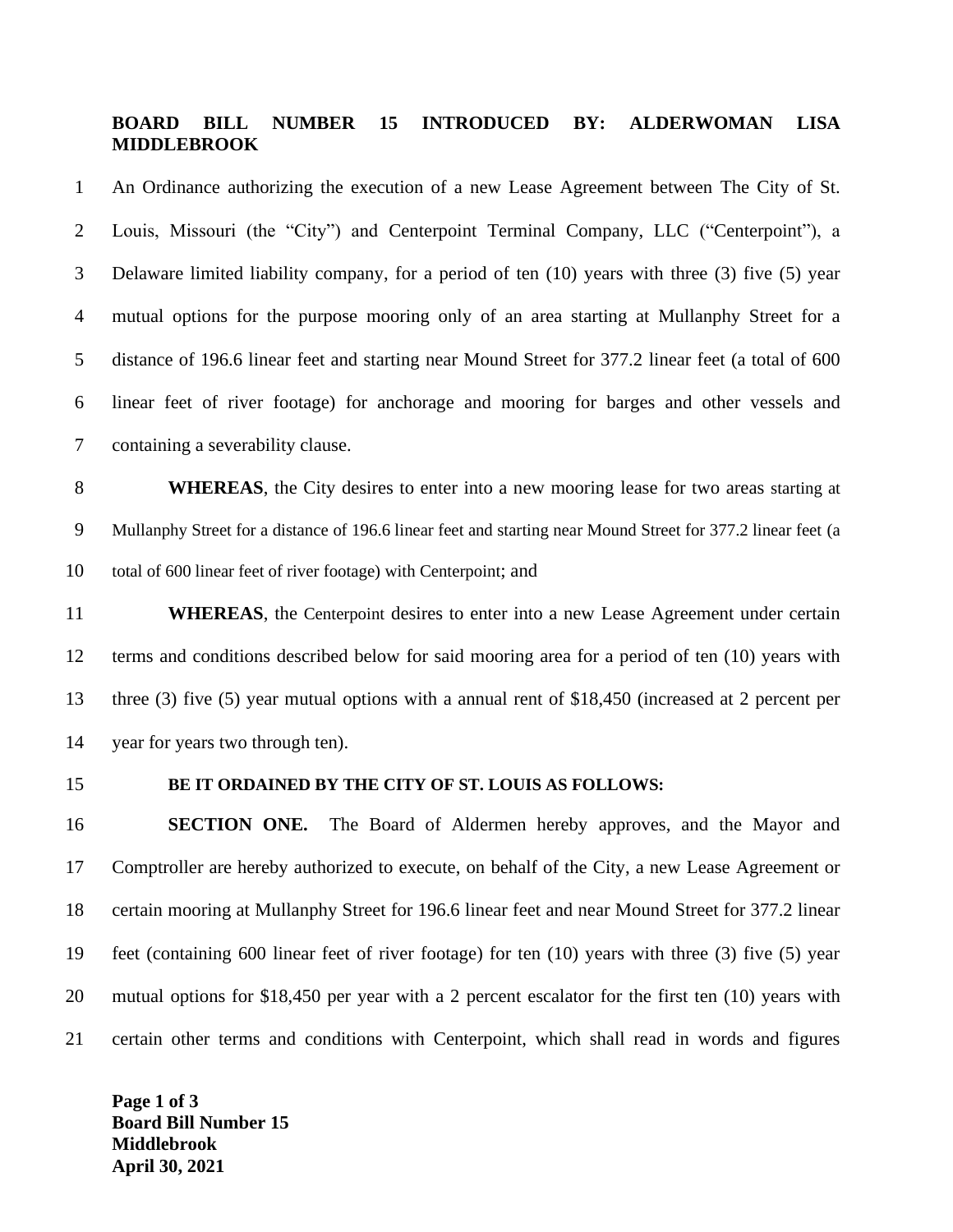**BOARD BILL NUMBER 15 INTRODUCED BY: ALDERWOMAN LISA MIDDLEBROOK**

An Ordinance authorizing the execution of a new Lease Agreement between The City of St. Louis, Missouri (the "City") and Centerpoint Terminal Company, LLC ("Centerpoint"), a Delaware limited liability company, for a period of ten (10) years with three (3) five (5) year mutual options for the purpose mooring only of an area starting at Mullanphy Street for a distance of 196.6 linear feet and starting near Mound Street for 377.2 linear feet (a total of 600 linear feet of river footage) for anchorage and mooring for barges and other vessels and containing a severability clause.

**WHEREAS**, the City desires to enter into a new mooring lease for two areas starting at Mullanphy Street for a distance of 196.6 linear feet and starting near Mound Street for 377.2 linear feet (a total of 600 linear feet of river footage) with Centerpoint; and

**WHEREAS**, the Centerpoint desires to enter into a new Lease Agreement under certain terms and conditions described below for said mooring area for a period of ten (10) years with three (3) five (5) year mutual options with a annual rent of $18,450 (increased at 2 percent per year for years two through ten).

**BE IT ORDAINED BY THE CITY OF ST. LOUIS AS FOLLOWS:**

**SECTION ONE.** The Board of Aldermen hereby approves, and the Mayor and Comptroller are hereby authorized to execute, on behalf of the City, a new Lease Agreement or certain mooring at Mullanphy Street for 196.6 linear feet and near Mound Street for 377.2 linear feet (containing 600 linear feet of river footage) for ten (10) years with three (3) five (5) year mutual options for $18,450 per year with a 2 percent escalator for the first ten (10) years with certain other terms and conditions with Centerpoint, which shall read in words and figures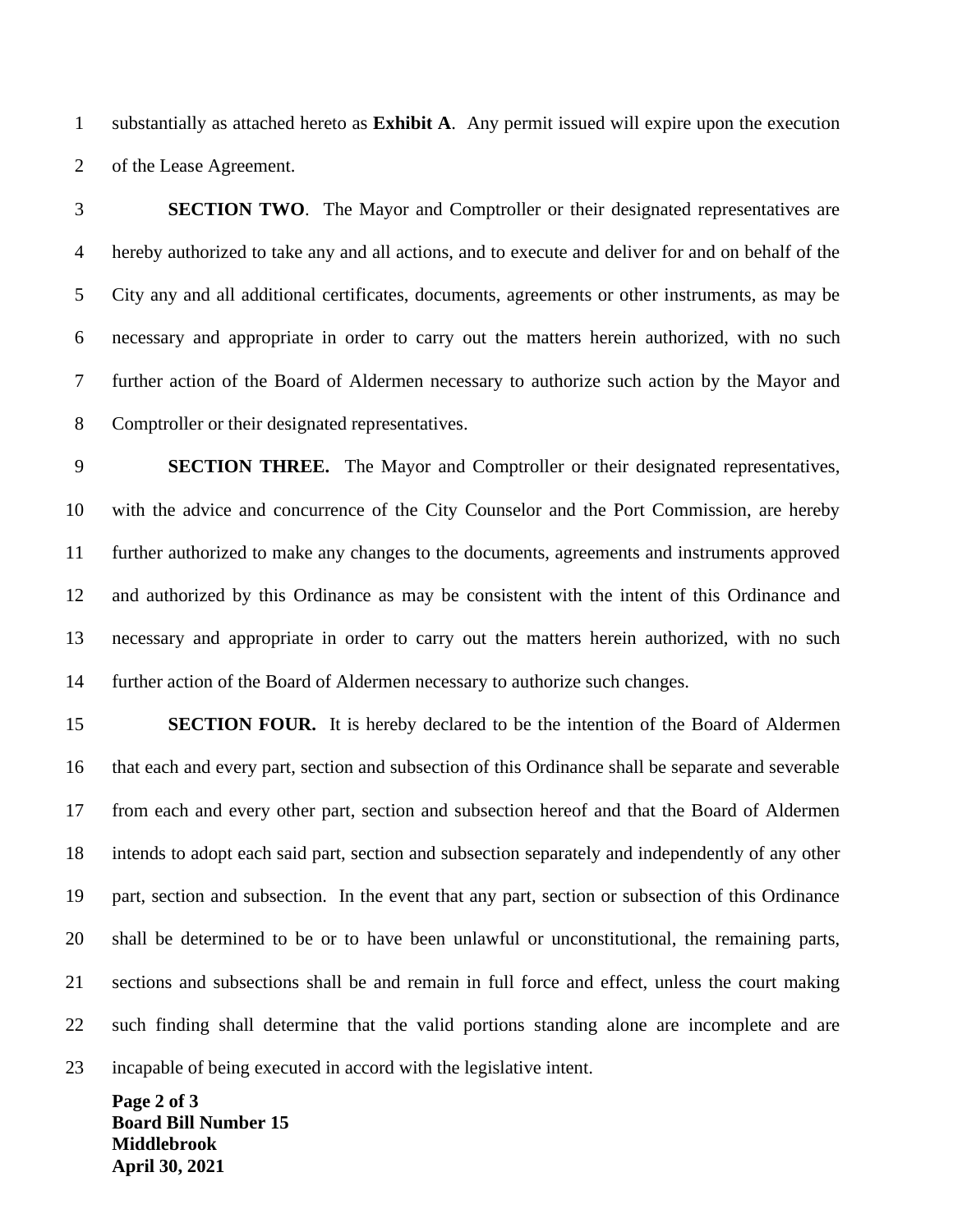substantially as attached hereto as **Exhibit A**. Any permit issued will expire upon the execution of the Lease Agreement.

**SECTION TWO**. The Mayor and Comptroller or their designated representatives are hereby authorized to take any and all actions, and to execute and deliver for and on behalf of the City any and all additional certificates, documents, agreements or other instruments, as may be necessary and appropriate in order to carry out the matters herein authorized, with no such further action of the Board of Aldermen necessary to authorize such action by the Mayor and Comptroller or their designated representatives.

**SECTION THREE.** The Mayor and Comptroller or their designated representatives, with the advice and concurrence of the City Counselor and the Port Commission, are hereby further authorized to make any changes to the documents, agreements and instruments approved and authorized by this Ordinance as may be consistent with the intent of this Ordinance and necessary and appropriate in order to carry out the matters herein authorized, with no such further action of the Board of Aldermen necessary to authorize such changes.

**SECTION FOUR.** It is hereby declared to be the intention of the Board of Aldermen that each and every part, section and subsection of this Ordinance shall be separate and severable from each and every other part, section and subsection hereof and that the Board of Aldermen intends to adopt each said part, section and subsection separately and independently of any other part, section and subsection. In the event that any part, section or subsection of this Ordinance shall be determined to be or to have been unlawful or unconstitutional, the remaining parts, sections and subsections shall be and remain in full force and effect, unless the court making such finding shall determine that the valid portions standing alone are incomplete and are incapable of being executed in accord with the legislative intent.

**Board Bill Number 15**
**Middlebrook**
**April 30, 2021**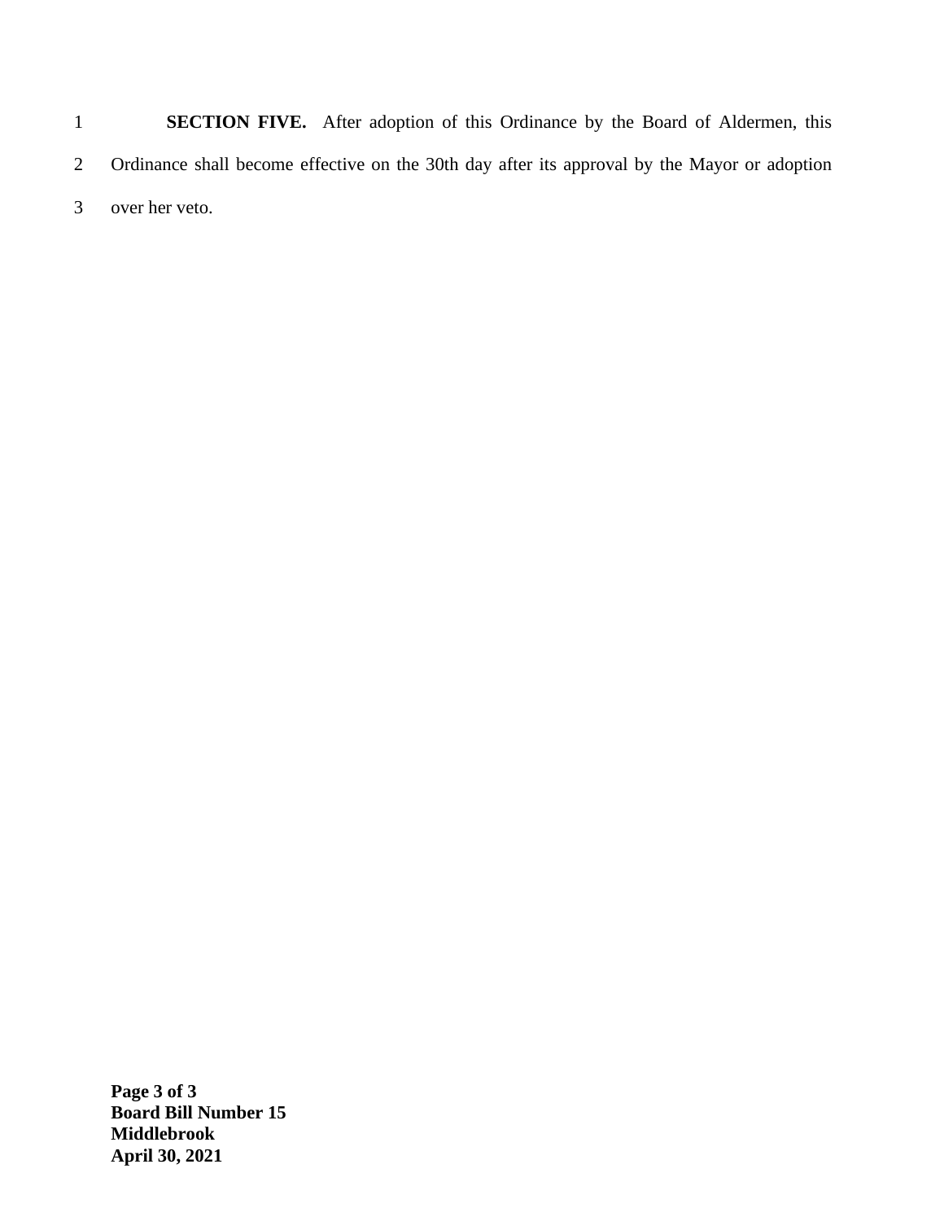**SECTION FIVE.** After adoption of this Ordinance by the Board of Aldermen, this Ordinance shall become effective on the 30th day after its approval by the Mayor or adoption over her veto.

**Board Bill Number 15**
**Middlebrook**
**April 30, 2021**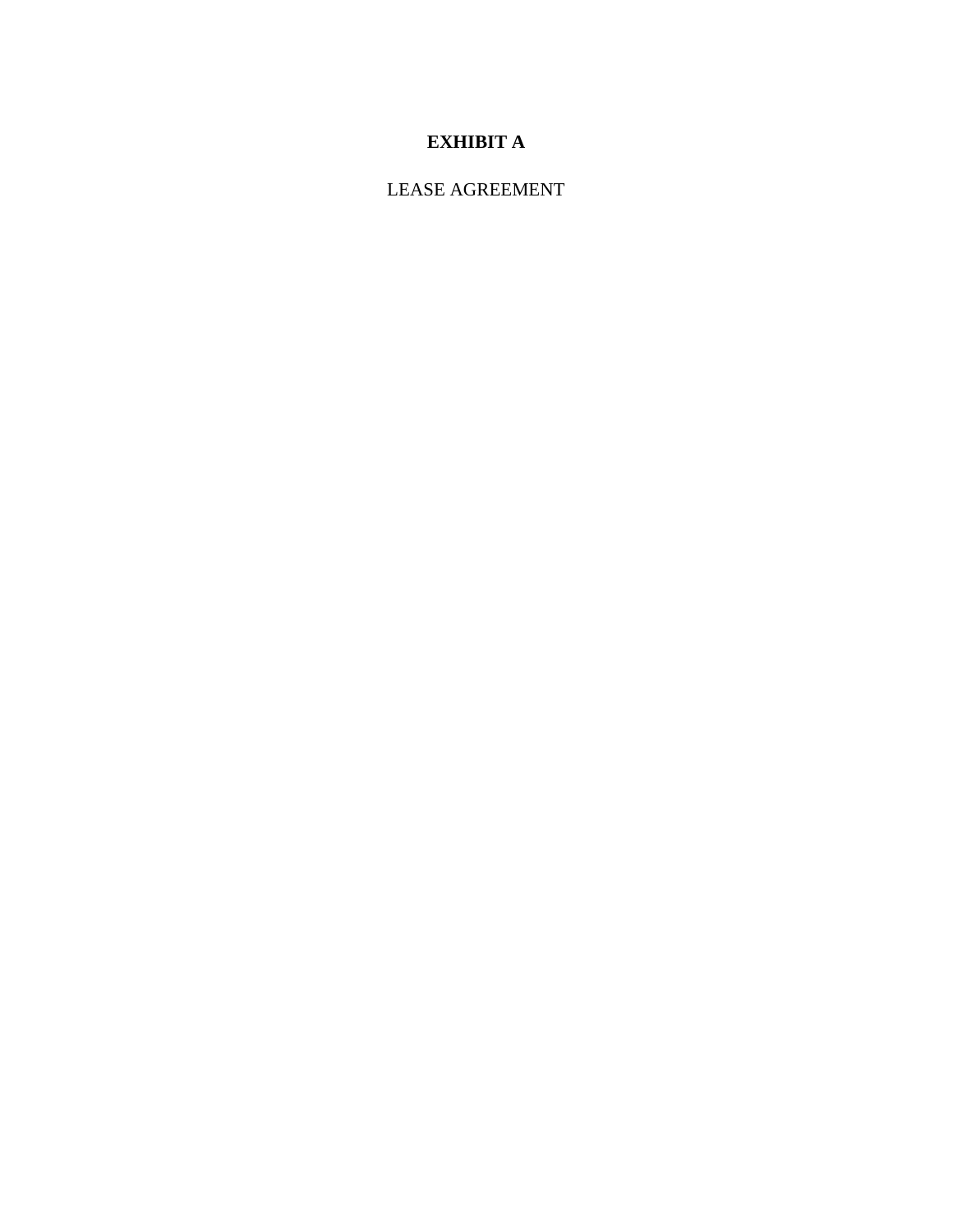**EXHIBIT A**

LEASE AGREEMENT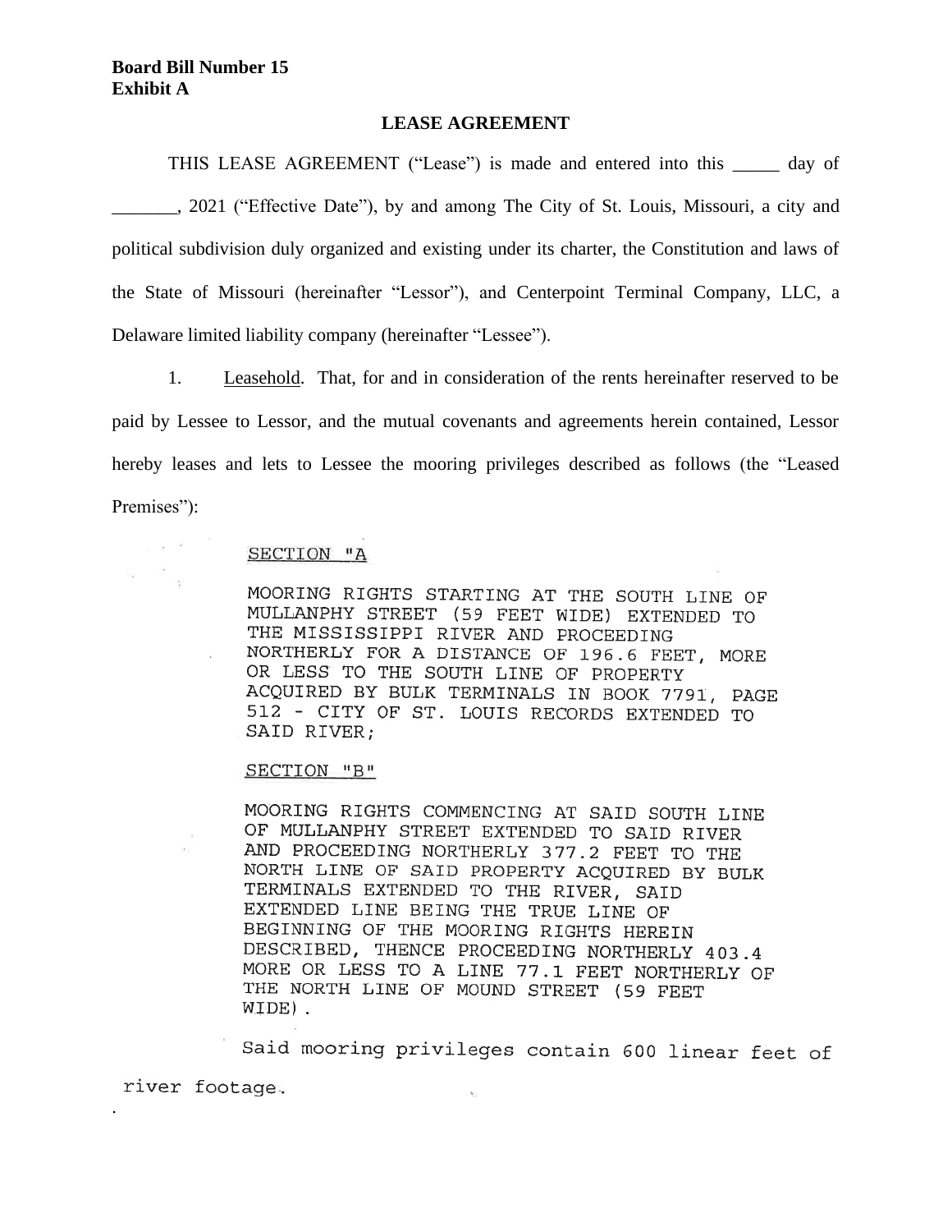**Board Bill Number 15**
**Exhibit A**

**LEASE AGREEMENT**

THIS LEASE AGREEMENT ("Lease") is made and entered into this _____ day of _______, 2021 ("Effective Date"), by and among The City of St. Louis, Missouri, a city and political subdivision duly organized and existing under its charter, the Constitution and laws of the State of Missouri (hereinafter "Lessor"), and Centerpoint Terminal Company, LLC, a Delaware limited liability company (hereinafter "Lessee").

1. Leasehold. That, for and in consideration of the rents hereinafter reserved to be paid by Lessee to Lessor, and the mutual covenants and agreements herein contained, Lessor hereby leases and lets to Lessee the mooring privileges described as follows (the "Leased Premises"):

SECTION "A

MOORING RIGHTS STARTING AT THE SOUTH LINE OF MULLANPHY STREET (59 FEET WIDE) EXTENDED TO THE MISSISSIPPI RIVER AND PROCEEDING NORTHERLY FOR A DISTANCE OF 196.6 FEET, MORE OR LESS TO THE SOUTH LINE OF PROPERTY ACQUIRED BY BULK TERMINALS IN BOOK 7791, PAGE 512 - CITY OF ST. LOUIS RECORDS EXTENDED TO SAID RIVER;

SECTION "B"

MOORING RIGHTS COMMENCING AT SAID SOUTH LINE OF MULLANPHY STREET EXTENDED TO SAID RIVER AND PROCEEDING NORTHERLY 377.2 FEET TO THE NORTH LINE OF SAID PROPERTY ACQUIRED BY BULK TERMINALS EXTENDED TO THE RIVER, SAID EXTENDED LINE BEING THE TRUE LINE OF BEGINNING OF THE MOORING RIGHTS HEREIN DESCRIBED, THENCE PROCEEDING NORTHERLY 403.4 MORE OR LESS TO A LINE 77.1 FEET NORTHERLY OF THE NORTH LINE OF MOUND STREET (59 FEET WIDE).

Said mooring privileges contain 600 linear feet of river footage.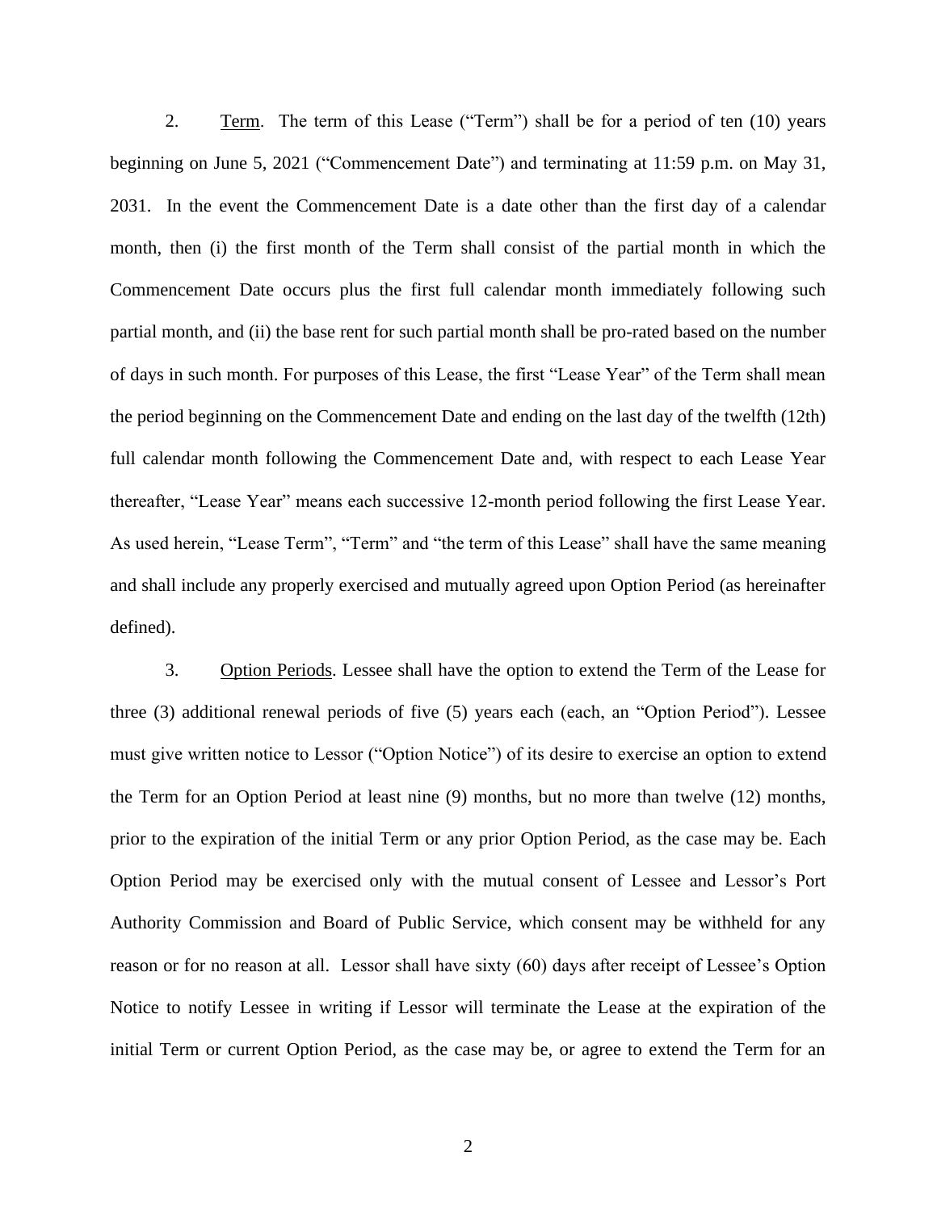2. Term. The term of this Lease ("Term") shall be for a period of ten (10) years beginning on June 5, 2021 ("Commencement Date") and terminating at 11:59 p.m. on May 31, 2031. In the event the Commencement Date is a date other than the first day of a calendar month, then (i) the first month of the Term shall consist of the partial month in which the Commencement Date occurs plus the first full calendar month immediately following such partial month, and (ii) the base rent for such partial month shall be pro-rated based on the number of days in such month. For purposes of this Lease, the first "Lease Year" of the Term shall mean the period beginning on the Commencement Date and ending on the last day of the twelfth (12th) full calendar month following the Commencement Date and, with respect to each Lease Year thereafter, "Lease Year" means each successive 12-month period following the first Lease Year. As used herein, "Lease Term", "Term" and "the term of this Lease" shall have the same meaning and shall include any properly exercised and mutually agreed upon Option Period (as hereinafter defined).

3. Option Periods. Lessee shall have the option to extend the Term of the Lease for three (3) additional renewal periods of five (5) years each (each, an "Option Period"). Lessee must give written notice to Lessor ("Option Notice") of its desire to exercise an option to extend the Term for an Option Period at least nine (9) months, but no more than twelve (12) months, prior to the expiration of the initial Term or any prior Option Period, as the case may be. Each Option Period may be exercised only with the mutual consent of Lessee and Lessor's Port Authority Commission and Board of Public Service, which consent may be withheld for any reason or for no reason at all. Lessor shall have sixty (60) days after receipt of Lessee's Option Notice to notify Lessee in writing if Lessor will terminate the Lease at the expiration of the initial Term or current Option Period, as the case may be, or agree to extend the Term for an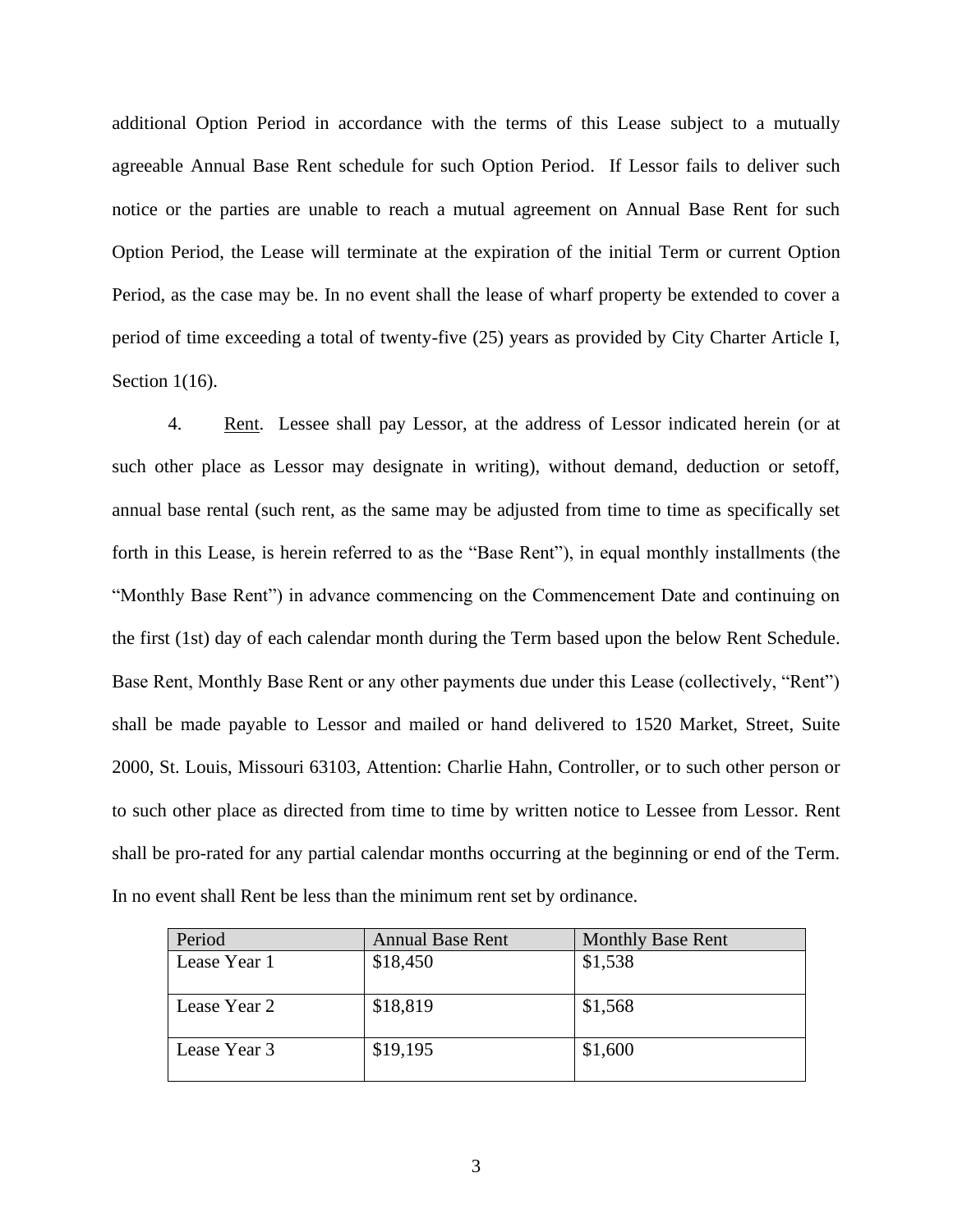additional Option Period in accordance with the terms of this Lease subject to a mutually agreeable Annual Base Rent schedule for such Option Period. If Lessor fails to deliver such notice or the parties are unable to reach a mutual agreement on Annual Base Rent for such Option Period, the Lease will terminate at the expiration of the initial Term or current Option Period, as the case may be. In no event shall the lease of wharf property be extended to cover a period of time exceeding a total of twenty-five (25) years as provided by City Charter Article I, Section 1(16).

4. Rent. Lessee shall pay Lessor, at the address of Lessor indicated herein (or at such other place as Lessor may designate in writing), without demand, deduction or setoff, annual base rental (such rent, as the same may be adjusted from time to time as specifically set forth in this Lease, is herein referred to as the "Base Rent"), in equal monthly installments (the "Monthly Base Rent") in advance commencing on the Commencement Date and continuing on the first (1st) day of each calendar month during the Term based upon the below Rent Schedule. Base Rent, Monthly Base Rent or any other payments due under this Lease (collectively, "Rent") shall be made payable to Lessor and mailed or hand delivered to 1520 Market, Street, Suite 2000, St. Louis, Missouri 63103, Attention: Charlie Hahn, Controller, or to such other person or to such other place as directed from time to time by written notice to Lessee from Lessor. Rent shall be pro-rated for any partial calendar months occurring at the beginning or end of the Term. In no event shall Rent be less than the minimum rent set by ordinance.

| Period | Annual Base Rent | Monthly Base Rent |
|---|---|---|
| Lease Year 1 | $18,450 | $1,538 |
| Lease Year 2 | $18,819 | $1,568 |
| Lease Year 3 | $19,195 | $1,600 |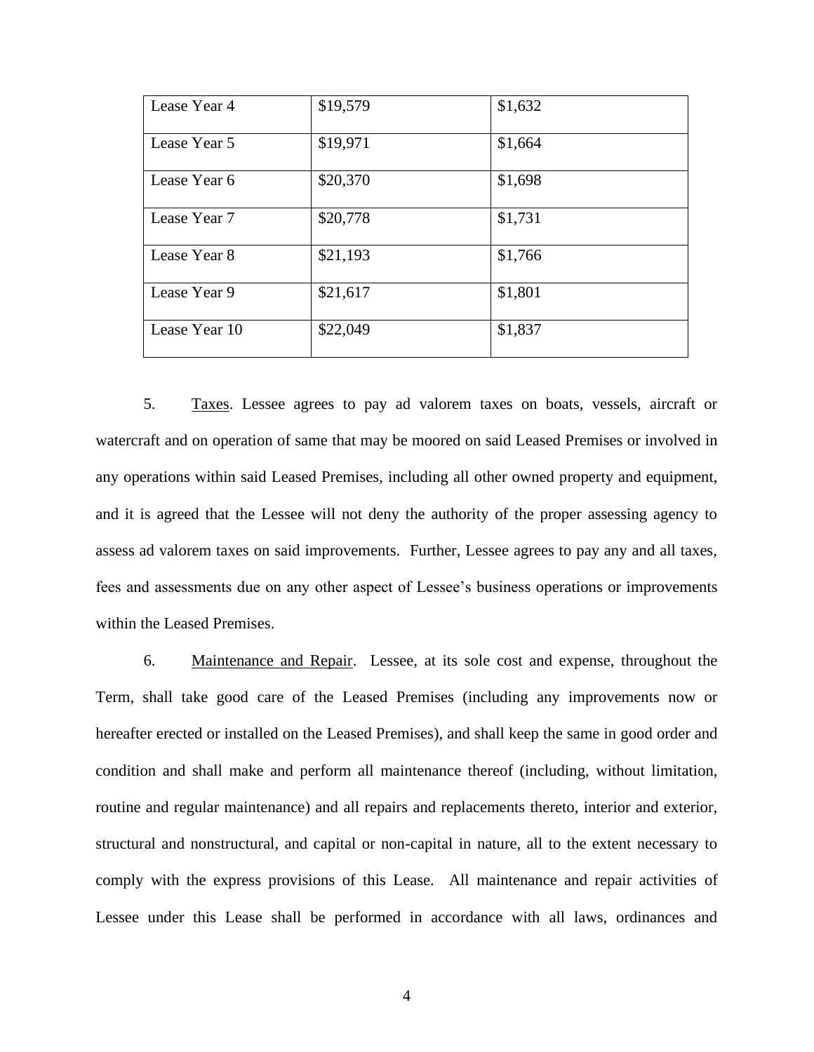| Lease Year 4 | $19,579 | $1,632 |
|---|---|---|
| Lease Year 5 | $19,971 | $1,664 |
| Lease Year 6 | $20,370 | $1,698 |
| Lease Year 7 | $20,778 | $1,731 |
| Lease Year 8 | $21,193 | $1,766 |
| Lease Year 9 | $21,617 | $1,801 |
| Lease Year 10 | $22,049 | $1,837 |

5. Taxes. Lessee agrees to pay ad valorem taxes on boats, vessels, aircraft or watercraft and on operation of same that may be moored on said Leased Premises or involved in any operations within said Leased Premises, including all other owned property and equipment, and it is agreed that the Lessee will not deny the authority of the proper assessing agency to assess ad valorem taxes on said improvements. Further, Lessee agrees to pay any and all taxes, fees and assessments due on any other aspect of Lessee's business operations or improvements within the Leased Premises.

6. Maintenance and Repair. Lessee, at its sole cost and expense, throughout the Term, shall take good care of the Leased Premises (including any improvements now or hereafter erected or installed on the Leased Premises), and shall keep the same in good order and condition and shall make and perform all maintenance thereof (including, without limitation, routine and regular maintenance) and all repairs and replacements thereto, interior and exterior, structural and nonstructural, and capital or non-capital in nature, all to the extent necessary to comply with the express provisions of this Lease. All maintenance and repair activities of Lessee under this Lease shall be performed in accordance with all laws, ordinances and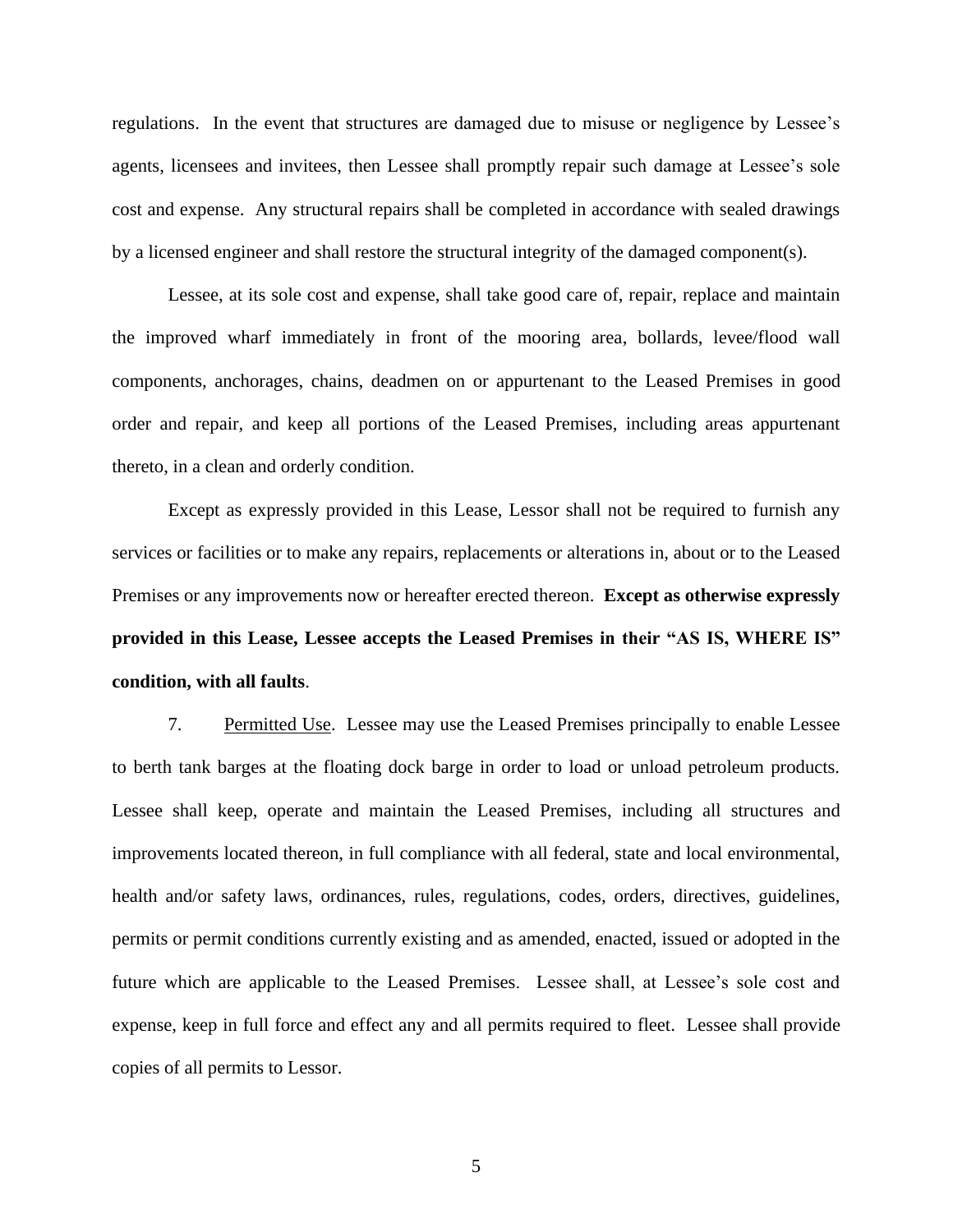regulations. In the event that structures are damaged due to misuse or negligence by Lessee's agents, licensees and invitees, then Lessee shall promptly repair such damage at Lessee's sole cost and expense. Any structural repairs shall be completed in accordance with sealed drawings by a licensed engineer and shall restore the structural integrity of the damaged component(s).

Lessee, at its sole cost and expense, shall take good care of, repair, replace and maintain the improved wharf immediately in front of the mooring area, bollards, levee/flood wall components, anchorages, chains, deadmen on or appurtenant to the Leased Premises in good order and repair, and keep all portions of the Leased Premises, including areas appurtenant thereto, in a clean and orderly condition.

Except as expressly provided in this Lease, Lessor shall not be required to furnish any services or facilities or to make any repairs, replacements or alterations in, about or to the Leased Premises or any improvements now or hereafter erected thereon. **Except as otherwise expressly provided in this Lease, Lessee accepts the Leased Premises in their "AS IS, WHERE IS" condition, with all faults**.

7. Permitted Use. Lessee may use the Leased Premises principally to enable Lessee to berth tank barges at the floating dock barge in order to load or unload petroleum products. Lessee shall keep, operate and maintain the Leased Premises, including all structures and improvements located thereon, in full compliance with all federal, state and local environmental, health and/or safety laws, ordinances, rules, regulations, codes, orders, directives, guidelines, permits or permit conditions currently existing and as amended, enacted, issued or adopted in the future which are applicable to the Leased Premises. Lessee shall, at Lessee's sole cost and expense, keep in full force and effect any and all permits required to fleet. Lessee shall provide copies of all permits to Lessor.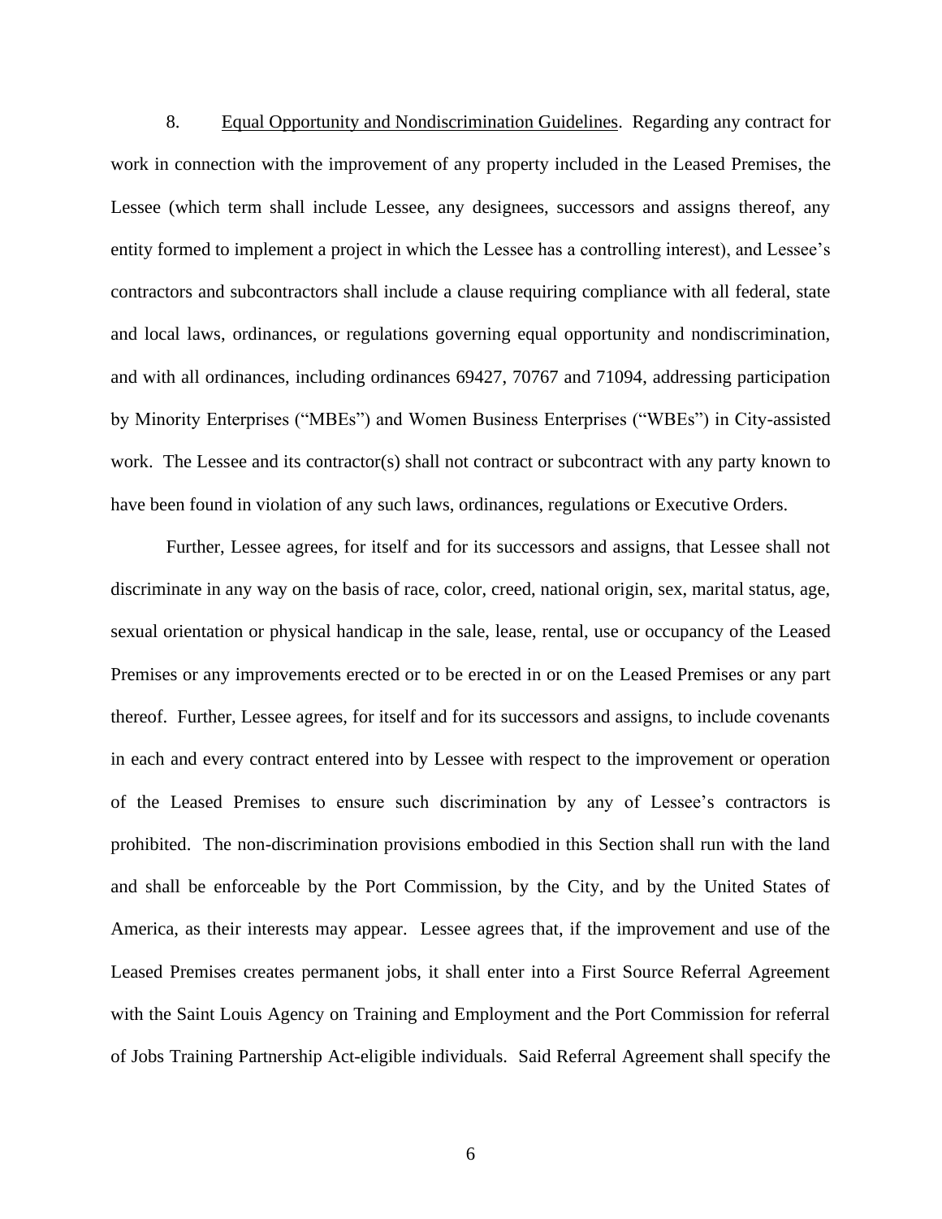8. Equal Opportunity and Nondiscrimination Guidelines. Regarding any contract for work in connection with the improvement of any property included in the Leased Premises, the Lessee (which term shall include Lessee, any designees, successors and assigns thereof, any entity formed to implement a project in which the Lessee has a controlling interest), and Lessee's contractors and subcontractors shall include a clause requiring compliance with all federal, state and local laws, ordinances, or regulations governing equal opportunity and nondiscrimination, and with all ordinances, including ordinances 69427, 70767 and 71094, addressing participation by Minority Enterprises ("MBEs") and Women Business Enterprises ("WBEs") in City-assisted work. The Lessee and its contractor(s) shall not contract or subcontract with any party known to have been found in violation of any such laws, ordinances, regulations or Executive Orders.

Further, Lessee agrees, for itself and for its successors and assigns, that Lessee shall not discriminate in any way on the basis of race, color, creed, national origin, sex, marital status, age, sexual orientation or physical handicap in the sale, lease, rental, use or occupancy of the Leased Premises or any improvements erected or to be erected in or on the Leased Premises or any part thereof. Further, Lessee agrees, for itself and for its successors and assigns, to include covenants in each and every contract entered into by Lessee with respect to the improvement or operation of the Leased Premises to ensure such discrimination by any of Lessee's contractors is prohibited. The non-discrimination provisions embodied in this Section shall run with the land and shall be enforceable by the Port Commission, by the City, and by the United States of America, as their interests may appear. Lessee agrees that, if the improvement and use of the Leased Premises creates permanent jobs, it shall enter into a First Source Referral Agreement with the Saint Louis Agency on Training and Employment and the Port Commission for referral of Jobs Training Partnership Act-eligible individuals. Said Referral Agreement shall specify the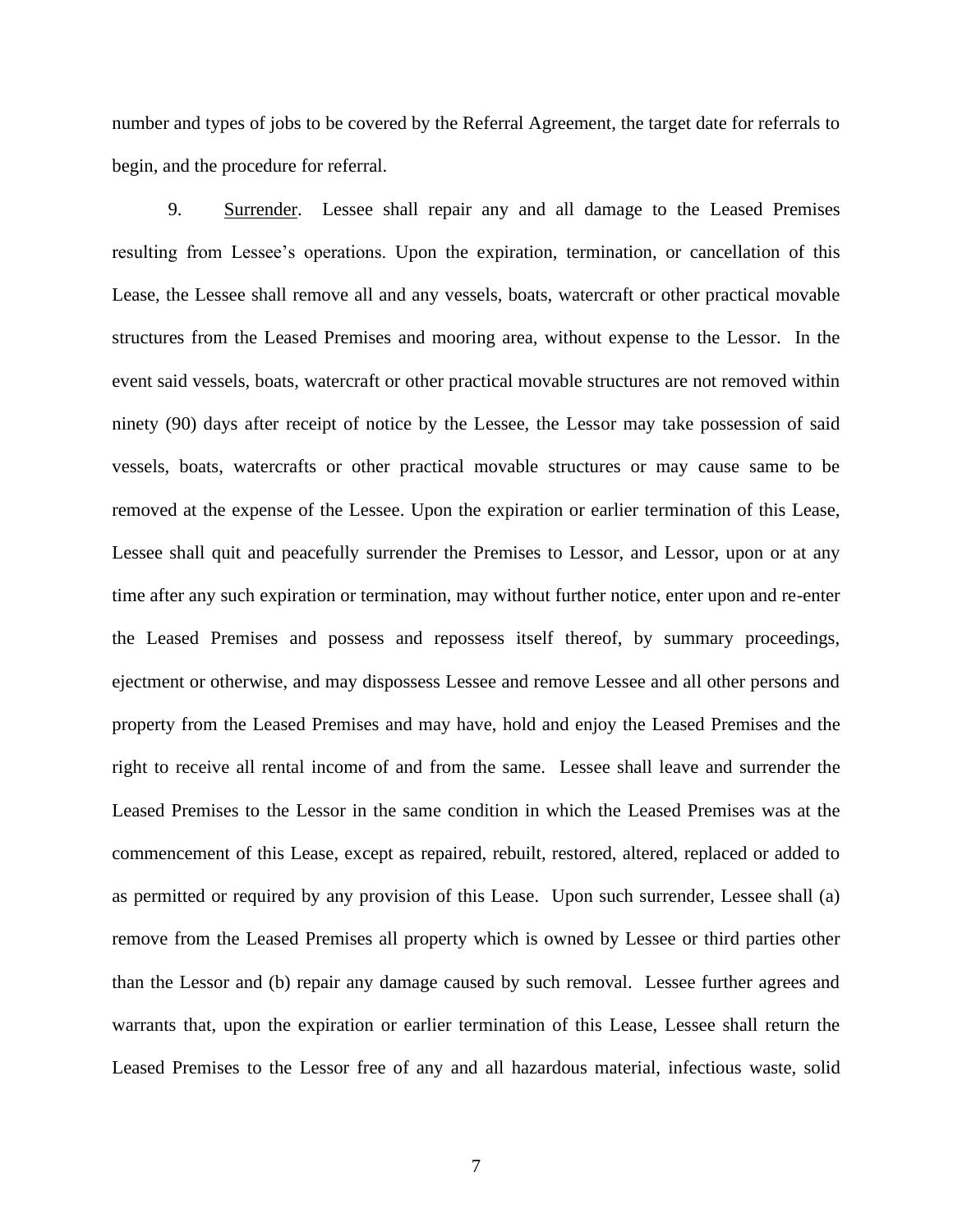number and types of jobs to be covered by the Referral Agreement, the target date for referrals to begin, and the procedure for referral.

9. Surrender. Lessee shall repair any and all damage to the Leased Premises resulting from Lessee's operations. Upon the expiration, termination, or cancellation of this Lease, the Lessee shall remove all and any vessels, boats, watercraft or other practical movable structures from the Leased Premises and mooring area, without expense to the Lessor. In the event said vessels, boats, watercraft or other practical movable structures are not removed within ninety (90) days after receipt of notice by the Lessee, the Lessor may take possession of said vessels, boats, watercrafts or other practical movable structures or may cause same to be removed at the expense of the Lessee. Upon the expiration or earlier termination of this Lease, Lessee shall quit and peacefully surrender the Premises to Lessor, and Lessor, upon or at any time after any such expiration or termination, may without further notice, enter upon and re-enter the Leased Premises and possess and repossess itself thereof, by summary proceedings, ejectment or otherwise, and may dispossess Lessee and remove Lessee and all other persons and property from the Leased Premises and may have, hold and enjoy the Leased Premises and the right to receive all rental income of and from the same. Lessee shall leave and surrender the Leased Premises to the Lessor in the same condition in which the Leased Premises was at the commencement of this Lease, except as repaired, rebuilt, restored, altered, replaced or added to as permitted or required by any provision of this Lease. Upon such surrender, Lessee shall (a) remove from the Leased Premises all property which is owned by Lessee or third parties other than the Lessor and (b) repair any damage caused by such removal. Lessee further agrees and warrants that, upon the expiration or earlier termination of this Lease, Lessee shall return the Leased Premises to the Lessor free of any and all hazardous material, infectious waste, solid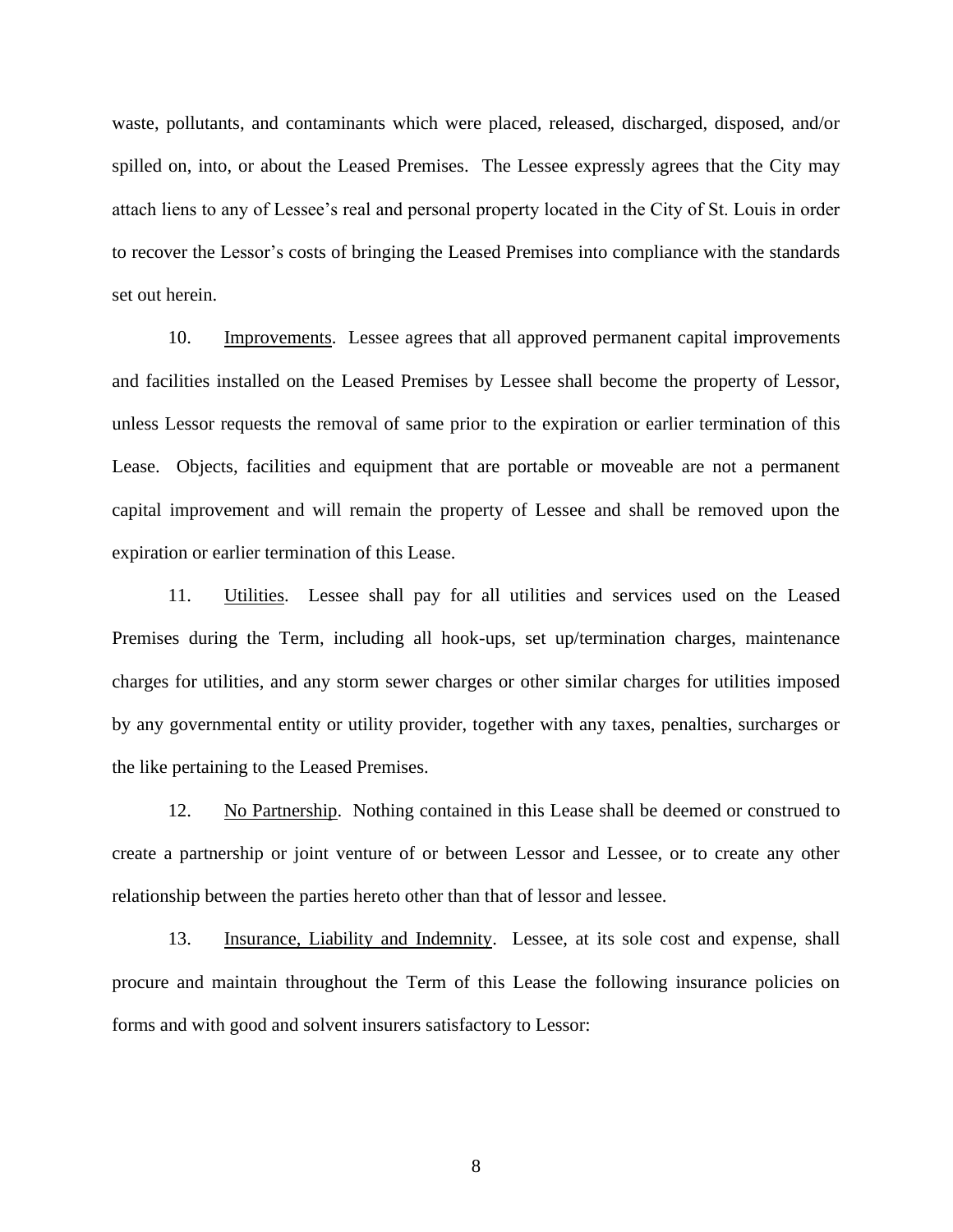waste, pollutants, and contaminants which were placed, released, discharged, disposed, and/or spilled on, into, or about the Leased Premises. The Lessee expressly agrees that the City may attach liens to any of Lessee's real and personal property located in the City of St. Louis in order to recover the Lessor's costs of bringing the Leased Premises into compliance with the standards set out herein.

10. Improvements. Lessee agrees that all approved permanent capital improvements and facilities installed on the Leased Premises by Lessee shall become the property of Lessor, unless Lessor requests the removal of same prior to the expiration or earlier termination of this Lease. Objects, facilities and equipment that are portable or moveable are not a permanent capital improvement and will remain the property of Lessee and shall be removed upon the expiration or earlier termination of this Lease.

11. Utilities. Lessee shall pay for all utilities and services used on the Leased Premises during the Term, including all hook-ups, set up/termination charges, maintenance charges for utilities, and any storm sewer charges or other similar charges for utilities imposed by any governmental entity or utility provider, together with any taxes, penalties, surcharges or the like pertaining to the Leased Premises.

12. No Partnership. Nothing contained in this Lease shall be deemed or construed to create a partnership or joint venture of or between Lessor and Lessee, or to create any other relationship between the parties hereto other than that of lessor and lessee.

13. Insurance, Liability and Indemnity. Lessee, at its sole cost and expense, shall procure and maintain throughout the Term of this Lease the following insurance policies on forms and with good and solvent insurers satisfactory to Lessor: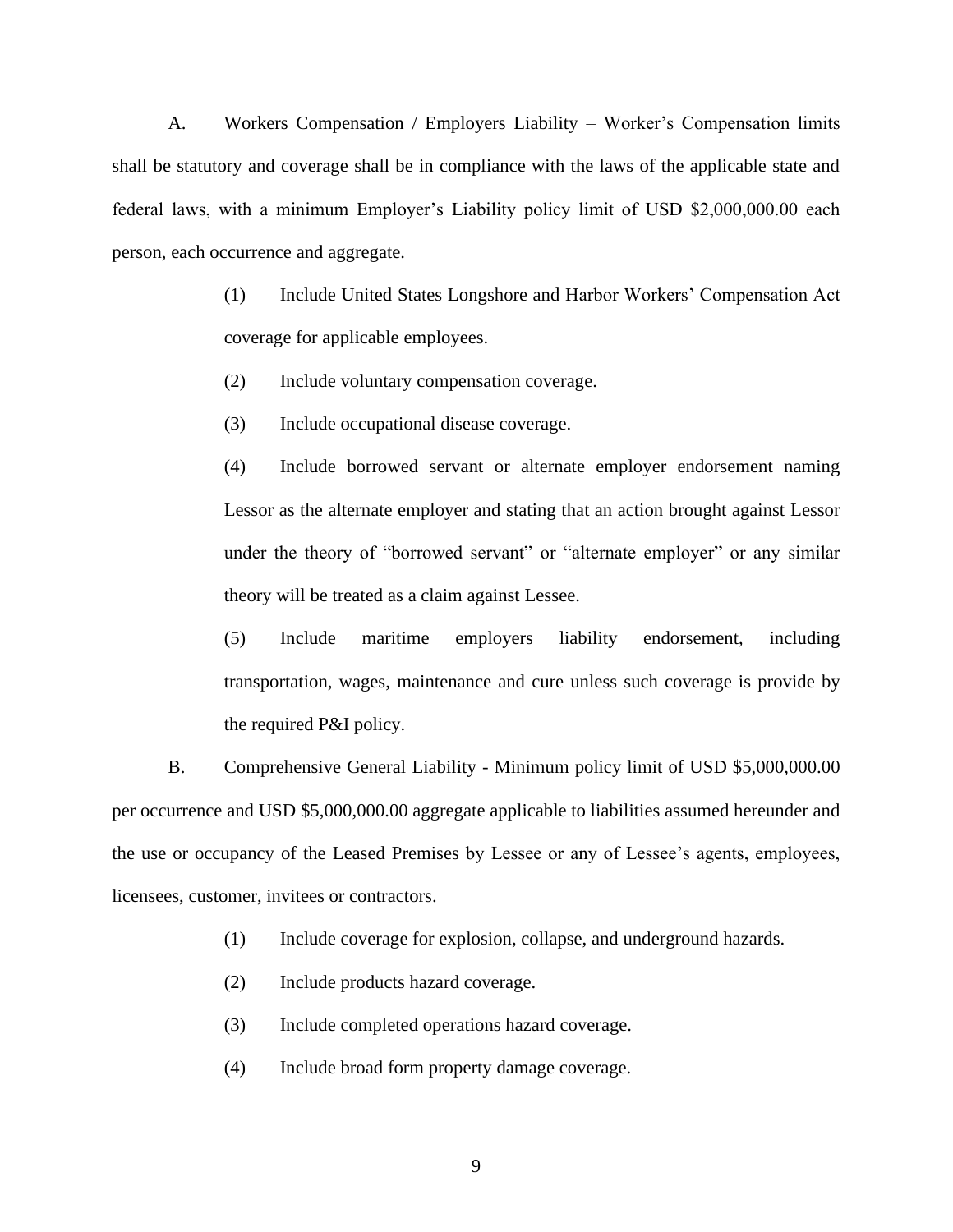A. Workers Compensation / Employers Liability – Worker's Compensation limits shall be statutory and coverage shall be in compliance with the laws of the applicable state and federal laws, with a minimum Employer's Liability policy limit of USD $2,000,000.00 each person, each occurrence and aggregate.

(1) Include United States Longshore and Harbor Workers' Compensation Act coverage for applicable employees.

(2) Include voluntary compensation coverage.

(3) Include occupational disease coverage.

(4) Include borrowed servant or alternate employer endorsement naming Lessor as the alternate employer and stating that an action brought against Lessor under the theory of "borrowed servant" or "alternate employer" or any similar theory will be treated as a claim against Lessee.

(5) Include maritime employers liability endorsement, including transportation, wages, maintenance and cure unless such coverage is provide by the required P&I policy.

B. Comprehensive General Liability - Minimum policy limit of USD $5,000,000.00 per occurrence and USD $5,000,000.00 aggregate applicable to liabilities assumed hereunder and the use or occupancy of the Leased Premises by Lessee or any of Lessee's agents, employees, licensees, customer, invitees or contractors.

(1) Include coverage for explosion, collapse, and underground hazards.

(2) Include products hazard coverage.

(3) Include completed operations hazard coverage.

(4) Include broad form property damage coverage.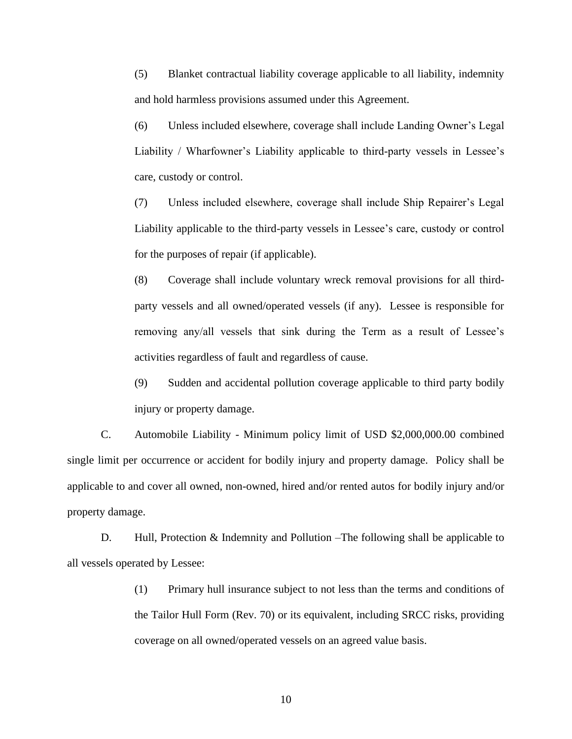(5) Blanket contractual liability coverage applicable to all liability, indemnity and hold harmless provisions assumed under this Agreement.

(6) Unless included elsewhere, coverage shall include Landing Owner's Legal Liability / Wharfowner's Liability applicable to third-party vessels in Lessee's care, custody or control.

(7) Unless included elsewhere, coverage shall include Ship Repairer's Legal Liability applicable to the third-party vessels in Lessee's care, custody or control for the purposes of repair (if applicable).

(8) Coverage shall include voluntary wreck removal provisions for all third-party vessels and all owned/operated vessels (if any). Lessee is responsible for removing any/all vessels that sink during the Term as a result of Lessee's activities regardless of fault and regardless of cause.

(9) Sudden and accidental pollution coverage applicable to third party bodily injury or property damage.

C. Automobile Liability - Minimum policy limit of USD $2,000,000.00 combined single limit per occurrence or accident for bodily injury and property damage. Policy shall be applicable to and cover all owned, non-owned, hired and/or rented autos for bodily injury and/or property damage.

D. Hull, Protection & Indemnity and Pollution –The following shall be applicable to all vessels operated by Lessee:

(1) Primary hull insurance subject to not less than the terms and conditions of the Tailor Hull Form (Rev. 70) or its equivalent, including SRCC risks, providing coverage on all owned/operated vessels on an agreed value basis.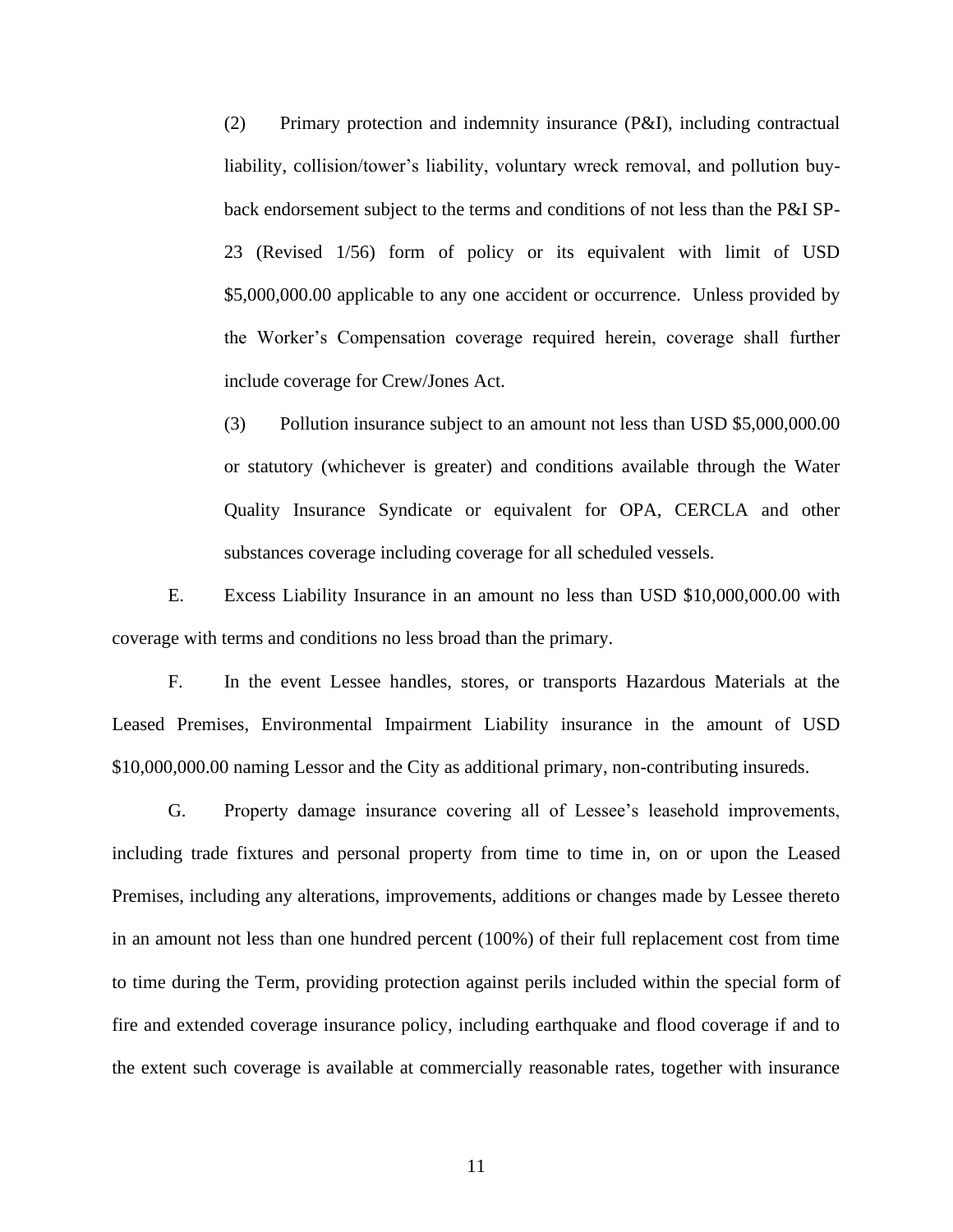(2) Primary protection and indemnity insurance (P&I), including contractual liability, collision/tower's liability, voluntary wreck removal, and pollution buy-back endorsement subject to the terms and conditions of not less than the P&I SP-23 (Revised 1/56) form of policy or its equivalent with limit of USD $5,000,000.00 applicable to any one accident or occurrence. Unless provided by the Worker's Compensation coverage required herein, coverage shall further include coverage for Crew/Jones Act.

(3) Pollution insurance subject to an amount not less than USD $5,000,000.00 or statutory (whichever is greater) and conditions available through the Water Quality Insurance Syndicate or equivalent for OPA, CERCLA and other substances coverage including coverage for all scheduled vessels.

E. Excess Liability Insurance in an amount no less than USD $10,000,000.00 with coverage with terms and conditions no less broad than the primary.

F. In the event Lessee handles, stores, or transports Hazardous Materials at the Leased Premises, Environmental Impairment Liability insurance in the amount of USD $10,000,000.00 naming Lessor and the City as additional primary, non-contributing insureds.

G. Property damage insurance covering all of Lessee's leasehold improvements, including trade fixtures and personal property from time to time in, on or upon the Leased Premises, including any alterations, improvements, additions or changes made by Lessee thereto in an amount not less than one hundred percent (100%) of their full replacement cost from time to time during the Term, providing protection against perils included within the special form of fire and extended coverage insurance policy, including earthquake and flood coverage if and to the extent such coverage is available at commercially reasonable rates, together with insurance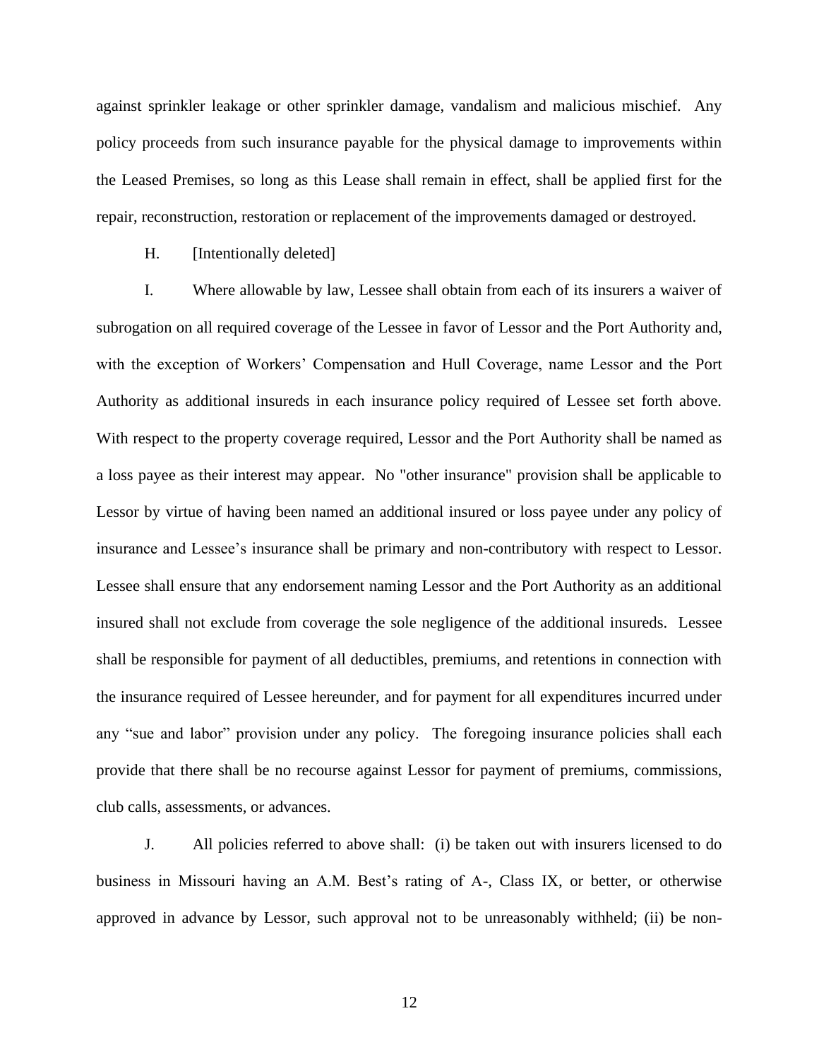against sprinkler leakage or other sprinkler damage, vandalism and malicious mischief. Any policy proceeds from such insurance payable for the physical damage to improvements within the Leased Premises, so long as this Lease shall remain in effect, shall be applied first for the repair, reconstruction, restoration or replacement of the improvements damaged or destroyed.

H. [Intentionally deleted]

I. Where allowable by law, Lessee shall obtain from each of its insurers a waiver of subrogation on all required coverage of the Lessee in favor of Lessor and the Port Authority and, with the exception of Workers' Compensation and Hull Coverage, name Lessor and the Port Authority as additional insureds in each insurance policy required of Lessee set forth above. With respect to the property coverage required, Lessor and the Port Authority shall be named as a loss payee as their interest may appear. No "other insurance" provision shall be applicable to Lessor by virtue of having been named an additional insured or loss payee under any policy of insurance and Lessee's insurance shall be primary and non-contributory with respect to Lessor. Lessee shall ensure that any endorsement naming Lessor and the Port Authority as an additional insured shall not exclude from coverage the sole negligence of the additional insureds. Lessee shall be responsible for payment of all deductibles, premiums, and retentions in connection with the insurance required of Lessee hereunder, and for payment for all expenditures incurred under any "sue and labor" provision under any policy. The foregoing insurance policies shall each provide that there shall be no recourse against Lessor for payment of premiums, commissions, club calls, assessments, or advances.

J. All policies referred to above shall: (i) be taken out with insurers licensed to do business in Missouri having an A.M. Best's rating of A-, Class IX, or better, or otherwise approved in advance by Lessor, such approval not to be unreasonably withheld; (ii) be non-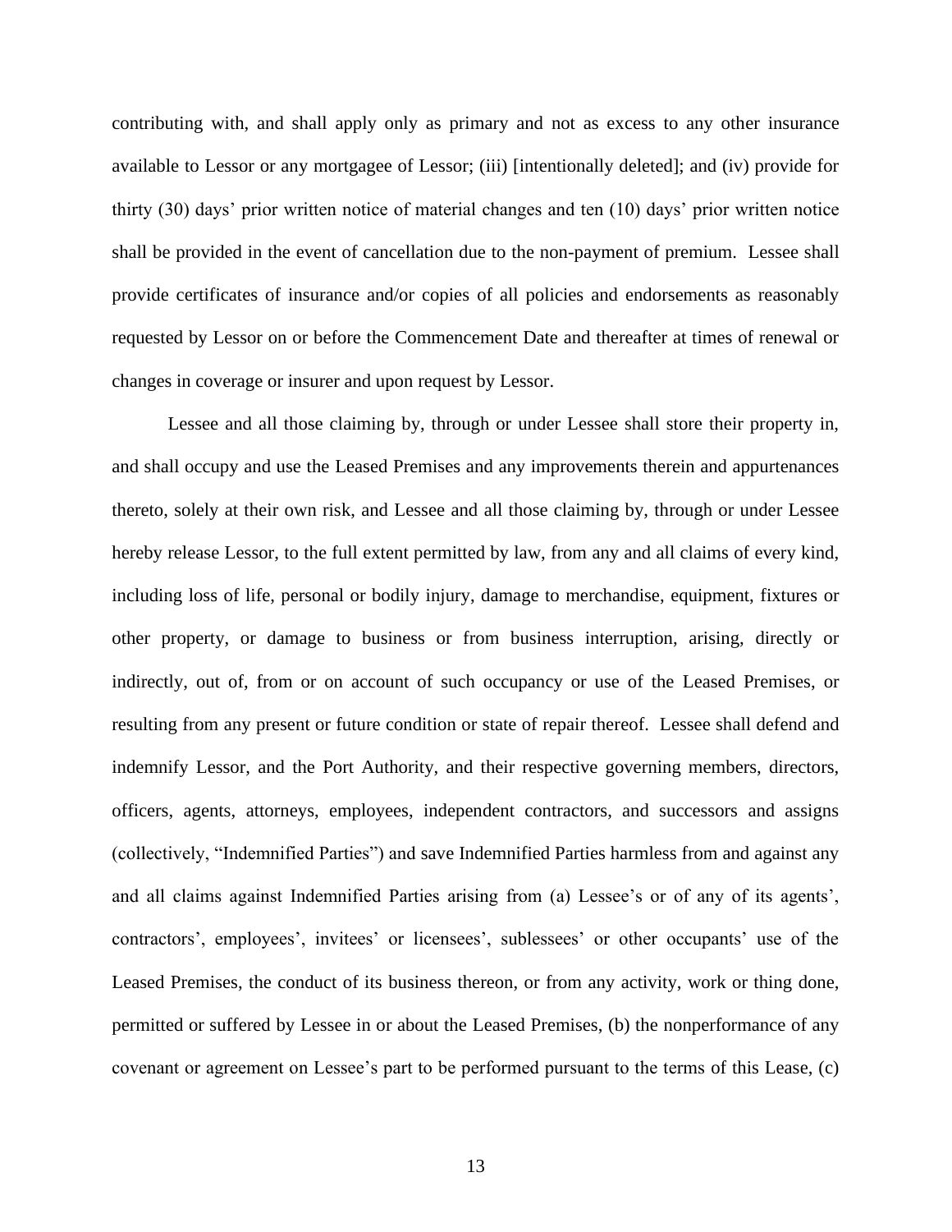contributing with, and shall apply only as primary and not as excess to any other insurance available to Lessor or any mortgagee of Lessor; (iii) [intentionally deleted]; and (iv) provide for thirty (30) days' prior written notice of material changes and ten (10) days' prior written notice shall be provided in the event of cancellation due to the non-payment of premium. Lessee shall provide certificates of insurance and/or copies of all policies and endorsements as reasonably requested by Lessor on or before the Commencement Date and thereafter at times of renewal or changes in coverage or insurer and upon request by Lessor.

Lessee and all those claiming by, through or under Lessee shall store their property in, and shall occupy and use the Leased Premises and any improvements therein and appurtenances thereto, solely at their own risk, and Lessee and all those claiming by, through or under Lessee hereby release Lessor, to the full extent permitted by law, from any and all claims of every kind, including loss of life, personal or bodily injury, damage to merchandise, equipment, fixtures or other property, or damage to business or from business interruption, arising, directly or indirectly, out of, from or on account of such occupancy or use of the Leased Premises, or resulting from any present or future condition or state of repair thereof. Lessee shall defend and indemnify Lessor, and the Port Authority, and their respective governing members, directors, officers, agents, attorneys, employees, independent contractors, and successors and assigns (collectively, "Indemnified Parties") and save Indemnified Parties harmless from and against any and all claims against Indemnified Parties arising from (a) Lessee's or of any of its agents', contractors', employees', invitees' or licensees', sublessees' or other occupants' use of the Leased Premises, the conduct of its business thereon, or from any activity, work or thing done, permitted or suffered by Lessee in or about the Leased Premises, (b) the nonperformance of any covenant or agreement on Lessee's part to be performed pursuant to the terms of this Lease, (c)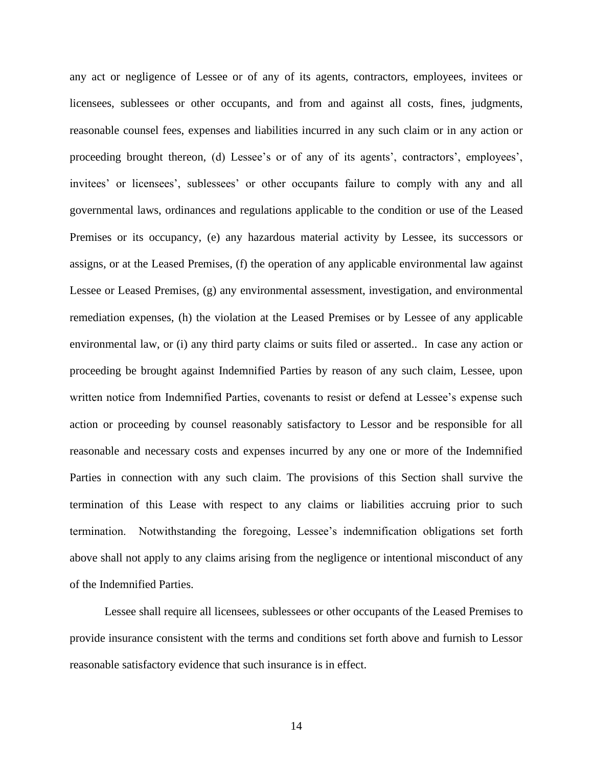any act or negligence of Lessee or of any of its agents, contractors, employees, invitees or licensees, sublessees or other occupants, and from and against all costs, fines, judgments, reasonable counsel fees, expenses and liabilities incurred in any such claim or in any action or proceeding brought thereon, (d) Lessee's or of any of its agents', contractors', employees', invitees' or licensees', sublessees' or other occupants failure to comply with any and all governmental laws, ordinances and regulations applicable to the condition or use of the Leased Premises or its occupancy, (e) any hazardous material activity by Lessee, its successors or assigns, or at the Leased Premises, (f) the operation of any applicable environmental law against Lessee or Leased Premises, (g) any environmental assessment, investigation, and environmental remediation expenses, (h) the violation at the Leased Premises or by Lessee of any applicable environmental law, or (i) any third party claims or suits filed or asserted.. In case any action or proceeding be brought against Indemnified Parties by reason of any such claim, Lessee, upon written notice from Indemnified Parties, covenants to resist or defend at Lessee's expense such action or proceeding by counsel reasonably satisfactory to Lessor and be responsible for all reasonable and necessary costs and expenses incurred by any one or more of the Indemnified Parties in connection with any such claim. The provisions of this Section shall survive the termination of this Lease with respect to any claims or liabilities accruing prior to such termination. Notwithstanding the foregoing, Lessee's indemnification obligations set forth above shall not apply to any claims arising from the negligence or intentional misconduct of any of the Indemnified Parties.

Lessee shall require all licensees, sublessees or other occupants of the Leased Premises to provide insurance consistent with the terms and conditions set forth above and furnish to Lessor reasonable satisfactory evidence that such insurance is in effect.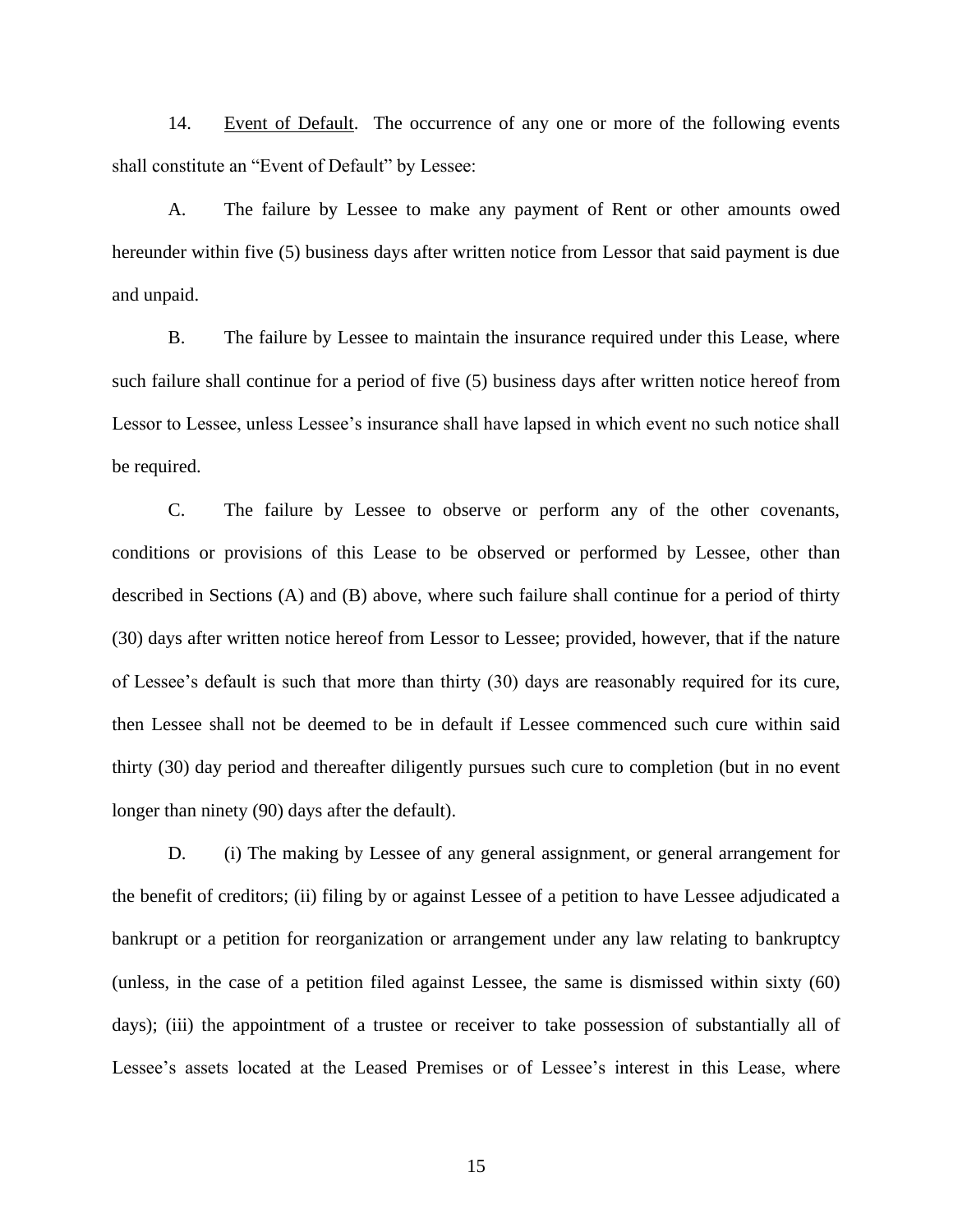14. Event of Default. The occurrence of any one or more of the following events shall constitute an "Event of Default" by Lessee:

A. The failure by Lessee to make any payment of Rent or other amounts owed hereunder within five (5) business days after written notice from Lessor that said payment is due and unpaid.

B. The failure by Lessee to maintain the insurance required under this Lease, where such failure shall continue for a period of five (5) business days after written notice hereof from Lessor to Lessee, unless Lessee's insurance shall have lapsed in which event no such notice shall be required.

C. The failure by Lessee to observe or perform any of the other covenants, conditions or provisions of this Lease to be observed or performed by Lessee, other than described in Sections (A) and (B) above, where such failure shall continue for a period of thirty (30) days after written notice hereof from Lessor to Lessee; provided, however, that if the nature of Lessee's default is such that more than thirty (30) days are reasonably required for its cure, then Lessee shall not be deemed to be in default if Lessee commenced such cure within said thirty (30) day period and thereafter diligently pursues such cure to completion (but in no event longer than ninety (90) days after the default).

D. (i) The making by Lessee of any general assignment, or general arrangement for the benefit of creditors; (ii) filing by or against Lessee of a petition to have Lessee adjudicated a bankrupt or a petition for reorganization or arrangement under any law relating to bankruptcy (unless, in the case of a petition filed against Lessee, the same is dismissed within sixty (60) days); (iii) the appointment of a trustee or receiver to take possession of substantially all of Lessee's assets located at the Leased Premises or of Lessee's interest in this Lease, where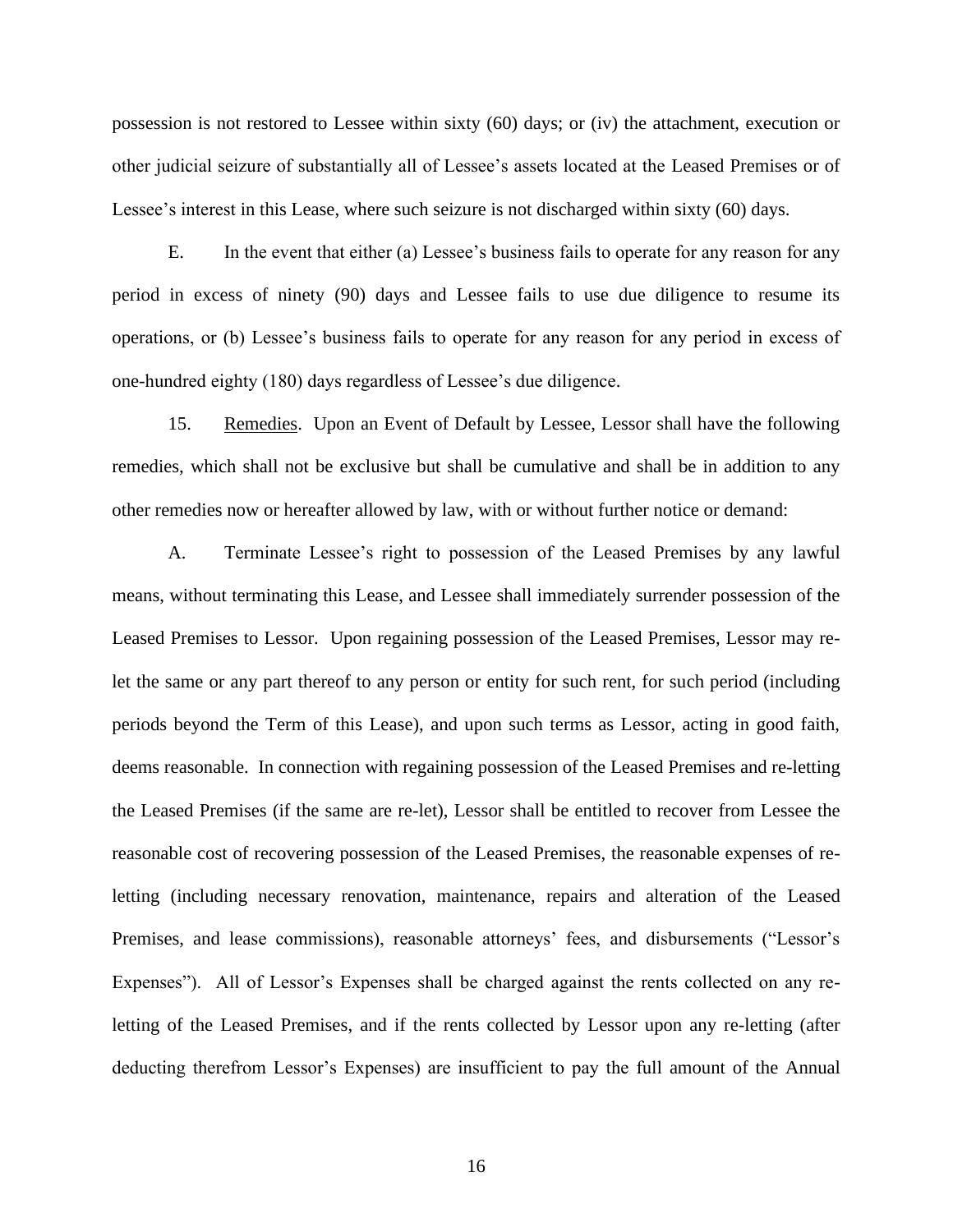possession is not restored to Lessee within sixty (60) days; or (iv) the attachment, execution or other judicial seizure of substantially all of Lessee's assets located at the Leased Premises or of Lessee's interest in this Lease, where such seizure is not discharged within sixty (60) days.

E. In the event that either (a) Lessee's business fails to operate for any reason for any period in excess of ninety (90) days and Lessee fails to use due diligence to resume its operations, or (b) Lessee's business fails to operate for any reason for any period in excess of one-hundred eighty (180) days regardless of Lessee's due diligence.

15. Remedies. Upon an Event of Default by Lessee, Lessor shall have the following remedies, which shall not be exclusive but shall be cumulative and shall be in addition to any other remedies now or hereafter allowed by law, with or without further notice or demand:

A. Terminate Lessee's right to possession of the Leased Premises by any lawful means, without terminating this Lease, and Lessee shall immediately surrender possession of the Leased Premises to Lessor. Upon regaining possession of the Leased Premises, Lessor may re-let the same or any part thereof to any person or entity for such rent, for such period (including periods beyond the Term of this Lease), and upon such terms as Lessor, acting in good faith, deems reasonable. In connection with regaining possession of the Leased Premises and re-letting the Leased Premises (if the same are re-let), Lessor shall be entitled to recover from Lessee the reasonable cost of recovering possession of the Leased Premises, the reasonable expenses of re-letting (including necessary renovation, maintenance, repairs and alteration of the Leased Premises, and lease commissions), reasonable attorneys' fees, and disbursements ("Lessor's Expenses"). All of Lessor's Expenses shall be charged against the rents collected on any re-letting of the Leased Premises, and if the rents collected by Lessor upon any re-letting (after deducting therefrom Lessor's Expenses) are insufficient to pay the full amount of the Annual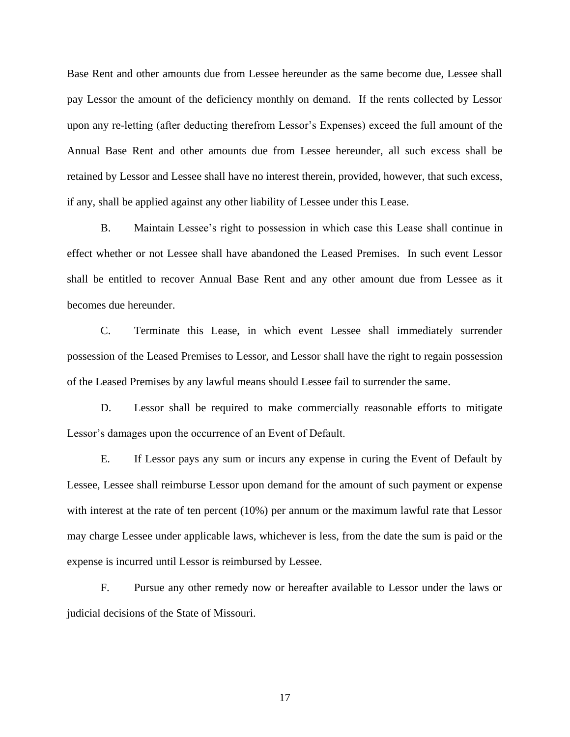Base Rent and other amounts due from Lessee hereunder as the same become due, Lessee shall pay Lessor the amount of the deficiency monthly on demand. If the rents collected by Lessor upon any re-letting (after deducting therefrom Lessor's Expenses) exceed the full amount of the Annual Base Rent and other amounts due from Lessee hereunder, all such excess shall be retained by Lessor and Lessee shall have no interest therein, provided, however, that such excess, if any, shall be applied against any other liability of Lessee under this Lease.

B. Maintain Lessee's right to possession in which case this Lease shall continue in effect whether or not Lessee shall have abandoned the Leased Premises. In such event Lessor shall be entitled to recover Annual Base Rent and any other amount due from Lessee as it becomes due hereunder.

C. Terminate this Lease, in which event Lessee shall immediately surrender possession of the Leased Premises to Lessor, and Lessor shall have the right to regain possession of the Leased Premises by any lawful means should Lessee fail to surrender the same.

D. Lessor shall be required to make commercially reasonable efforts to mitigate Lessor's damages upon the occurrence of an Event of Default.

E. If Lessor pays any sum or incurs any expense in curing the Event of Default by Lessee, Lessee shall reimburse Lessor upon demand for the amount of such payment or expense with interest at the rate of ten percent (10%) per annum or the maximum lawful rate that Lessor may charge Lessee under applicable laws, whichever is less, from the date the sum is paid or the expense is incurred until Lessor is reimbursed by Lessee.

F. Pursue any other remedy now or hereafter available to Lessor under the laws or judicial decisions of the State of Missouri.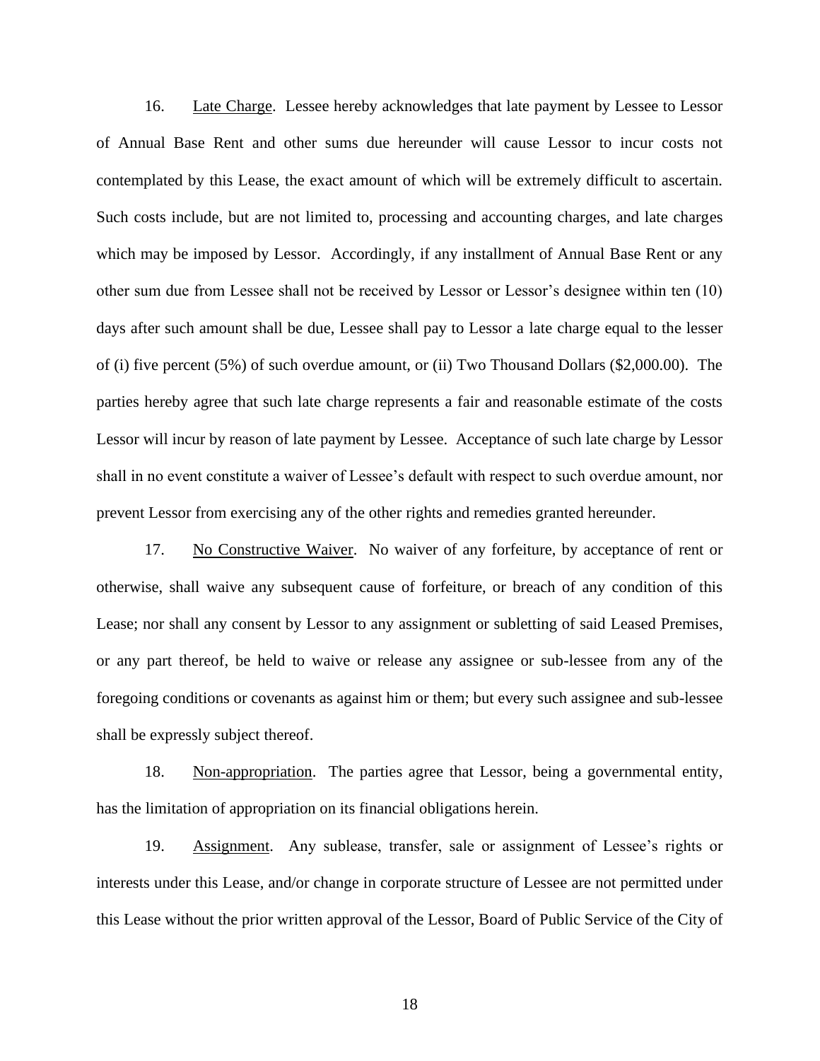16. Late Charge. Lessee hereby acknowledges that late payment by Lessee to Lessor of Annual Base Rent and other sums due hereunder will cause Lessor to incur costs not contemplated by this Lease, the exact amount of which will be extremely difficult to ascertain. Such costs include, but are not limited to, processing and accounting charges, and late charges which may be imposed by Lessor. Accordingly, if any installment of Annual Base Rent or any other sum due from Lessee shall not be received by Lessor or Lessor's designee within ten (10) days after such amount shall be due, Lessee shall pay to Lessor a late charge equal to the lesser of (i) five percent (5%) of such overdue amount, or (ii) Two Thousand Dollars ($2,000.00). The parties hereby agree that such late charge represents a fair and reasonable estimate of the costs Lessor will incur by reason of late payment by Lessee. Acceptance of such late charge by Lessor shall in no event constitute a waiver of Lessee's default with respect to such overdue amount, nor prevent Lessor from exercising any of the other rights and remedies granted hereunder.

17. No Constructive Waiver. No waiver of any forfeiture, by acceptance of rent or otherwise, shall waive any subsequent cause of forfeiture, or breach of any condition of this Lease; nor shall any consent by Lessor to any assignment or subletting of said Leased Premises, or any part thereof, be held to waive or release any assignee or sub-lessee from any of the foregoing conditions or covenants as against him or them; but every such assignee and sub-lessee shall be expressly subject thereof.

18. Non-appropriation. The parties agree that Lessor, being a governmental entity, has the limitation of appropriation on its financial obligations herein.

19. Assignment. Any sublease, transfer, sale or assignment of Lessee's rights or interests under this Lease, and/or change in corporate structure of Lessee are not permitted under this Lease without the prior written approval of the Lessor, Board of Public Service of the City of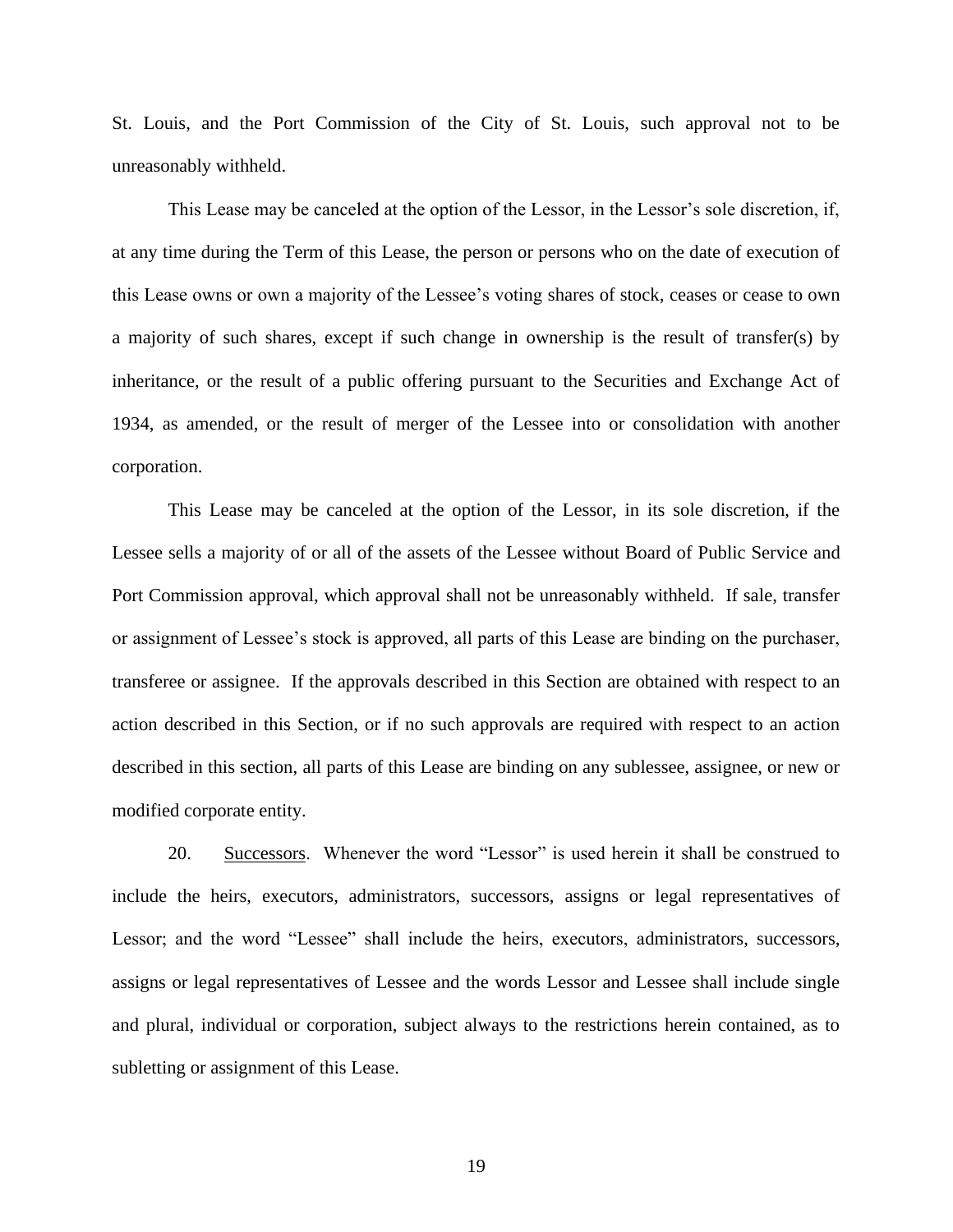St. Louis, and the Port Commission of the City of St. Louis, such approval not to be unreasonably withheld.

This Lease may be canceled at the option of the Lessor, in the Lessor's sole discretion, if, at any time during the Term of this Lease, the person or persons who on the date of execution of this Lease owns or own a majority of the Lessee's voting shares of stock, ceases or cease to own a majority of such shares, except if such change in ownership is the result of transfer(s) by inheritance, or the result of a public offering pursuant to the Securities and Exchange Act of 1934, as amended, or the result of merger of the Lessee into or consolidation with another corporation.

This Lease may be canceled at the option of the Lessor, in its sole discretion, if the Lessee sells a majority of or all of the assets of the Lessee without Board of Public Service and Port Commission approval, which approval shall not be unreasonably withheld. If sale, transfer or assignment of Lessee's stock is approved, all parts of this Lease are binding on the purchaser, transferee or assignee. If the approvals described in this Section are obtained with respect to an action described in this Section, or if no such approvals are required with respect to an action described in this section, all parts of this Lease are binding on any sublessee, assignee, or new or modified corporate entity.

20. Successors. Whenever the word "Lessor" is used herein it shall be construed to include the heirs, executors, administrators, successors, assigns or legal representatives of Lessor; and the word "Lessee" shall include the heirs, executors, administrators, successors, assigns or legal representatives of Lessee and the words Lessor and Lessee shall include single and plural, individual or corporation, subject always to the restrictions herein contained, as to subletting or assignment of this Lease.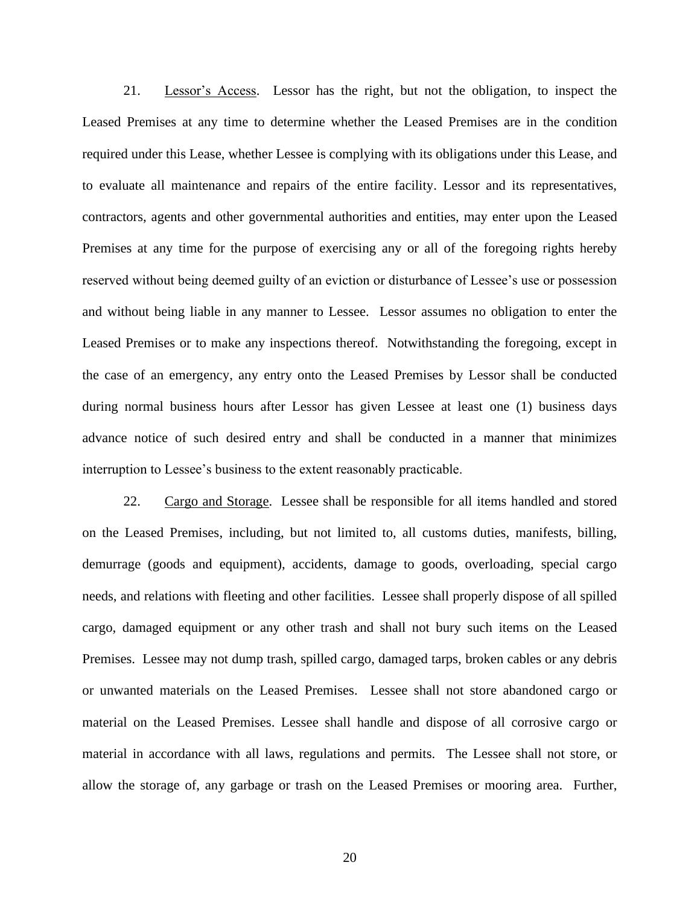21. Lessor's Access. Lessor has the right, but not the obligation, to inspect the Leased Premises at any time to determine whether the Leased Premises are in the condition required under this Lease, whether Lessee is complying with its obligations under this Lease, and to evaluate all maintenance and repairs of the entire facility. Lessor and its representatives, contractors, agents and other governmental authorities and entities, may enter upon the Leased Premises at any time for the purpose of exercising any or all of the foregoing rights hereby reserved without being deemed guilty of an eviction or disturbance of Lessee's use or possession and without being liable in any manner to Lessee. Lessor assumes no obligation to enter the Leased Premises or to make any inspections thereof. Notwithstanding the foregoing, except in the case of an emergency, any entry onto the Leased Premises by Lessor shall be conducted during normal business hours after Lessor has given Lessee at least one (1) business days advance notice of such desired entry and shall be conducted in a manner that minimizes interruption to Lessee's business to the extent reasonably practicable.

22. Cargo and Storage. Lessee shall be responsible for all items handled and stored on the Leased Premises, including, but not limited to, all customs duties, manifests, billing, demurrage (goods and equipment), accidents, damage to goods, overloading, special cargo needs, and relations with fleeting and other facilities. Lessee shall properly dispose of all spilled cargo, damaged equipment or any other trash and shall not bury such items on the Leased Premises. Lessee may not dump trash, spilled cargo, damaged tarps, broken cables or any debris or unwanted materials on the Leased Premises. Lessee shall not store abandoned cargo or material on the Leased Premises. Lessee shall handle and dispose of all corrosive cargo or material in accordance with all laws, regulations and permits. The Lessee shall not store, or allow the storage of, any garbage or trash on the Leased Premises or mooring area. Further,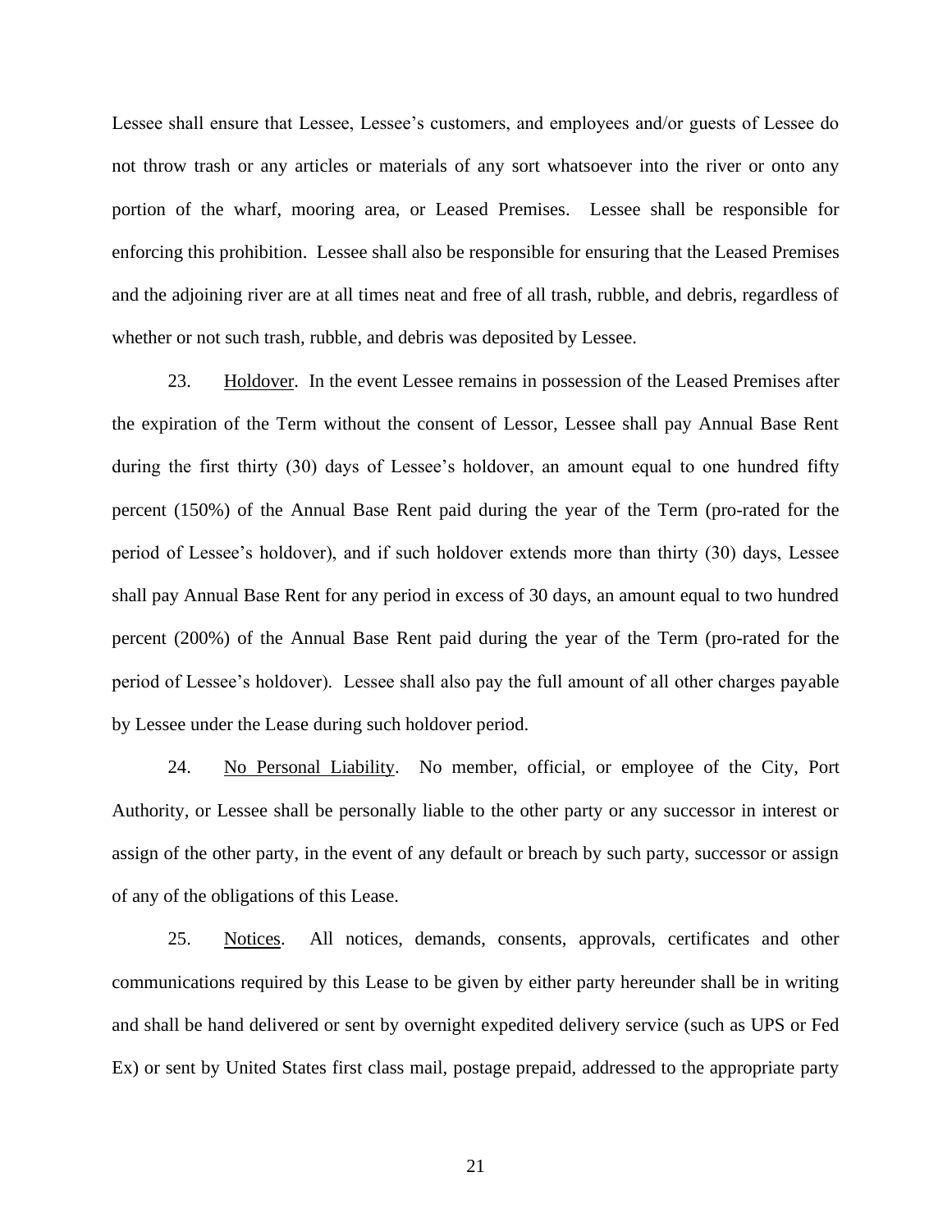Lessee shall ensure that Lessee, Lessee's customers, and employees and/or guests of Lessee do not throw trash or any articles or materials of any sort whatsoever into the river or onto any portion of the wharf, mooring area, or Leased Premises. Lessee shall be responsible for enforcing this prohibition. Lessee shall also be responsible for ensuring that the Leased Premises and the adjoining river are at all times neat and free of all trash, rubble, and debris, regardless of whether or not such trash, rubble, and debris was deposited by Lessee.

23. Holdover. In the event Lessee remains in possession of the Leased Premises after the expiration of the Term without the consent of Lessor, Lessee shall pay Annual Base Rent during the first thirty (30) days of Lessee's holdover, an amount equal to one hundred fifty percent (150%) of the Annual Base Rent paid during the year of the Term (pro-rated for the period of Lessee's holdover), and if such holdover extends more than thirty (30) days, Lessee shall pay Annual Base Rent for any period in excess of 30 days, an amount equal to two hundred percent (200%) of the Annual Base Rent paid during the year of the Term (pro-rated for the period of Lessee's holdover). Lessee shall also pay the full amount of all other charges payable by Lessee under the Lease during such holdover period.

24. No Personal Liability. No member, official, or employee of the City, Port Authority, or Lessee shall be personally liable to the other party or any successor in interest or assign of the other party, in the event of any default or breach by such party, successor or assign of any of the obligations of this Lease.

25. Notices. All notices, demands, consents, approvals, certificates and other communications required by this Lease to be given by either party hereunder shall be in writing and shall be hand delivered or sent by overnight expedited delivery service (such as UPS or Fed Ex) or sent by United States first class mail, postage prepaid, addressed to the appropriate party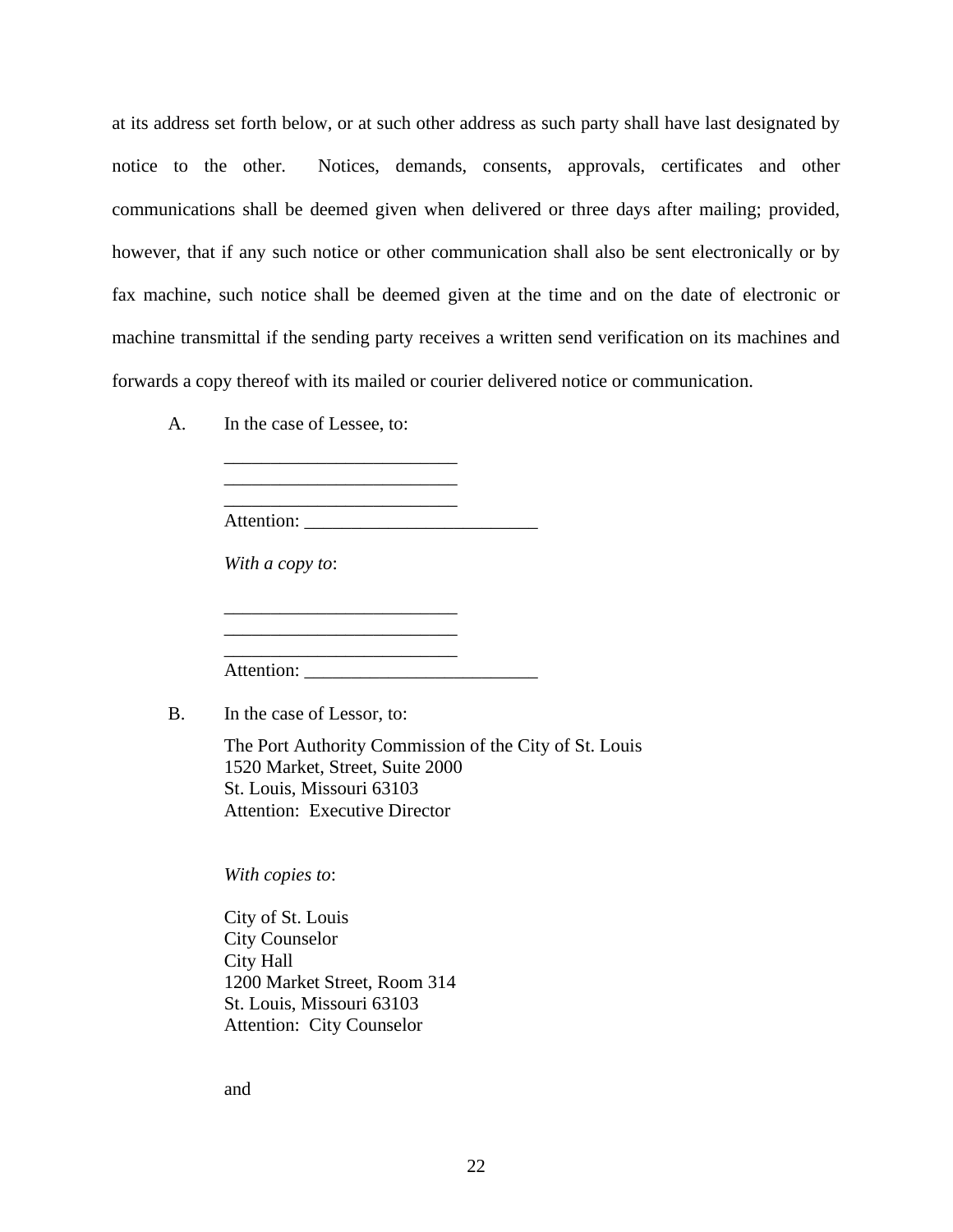at its address set forth below, or at such other address as such party shall have last designated by notice to the other. Notices, demands, consents, approvals, certificates and other communications shall be deemed given when delivered or three days after mailing; provided, however, that if any such notice or other communication shall also be sent electronically or by fax machine, such notice shall be deemed given at the time and on the date of electronic or machine transmittal if the sending party receives a written send verification on its machines and forwards a copy thereof with its mailed or courier delivered notice or communication.

A. In the case of Lessee, to:

_________________________
_________________________
_________________________
Attention: _________________________

*With a copy to*:

_________________________
_________________________
_________________________
Attention: _________________________

B. In the case of Lessor, to:

The Port Authority Commission of the City of St. Louis
1520 Market, Street, Suite 2000
St. Louis, Missouri 63103
Attention: Executive Director

*With copies to*:

City of St. Louis
City Counselor
City Hall
1200 Market Street, Room 314
St. Louis, Missouri 63103
Attention: City Counselor

and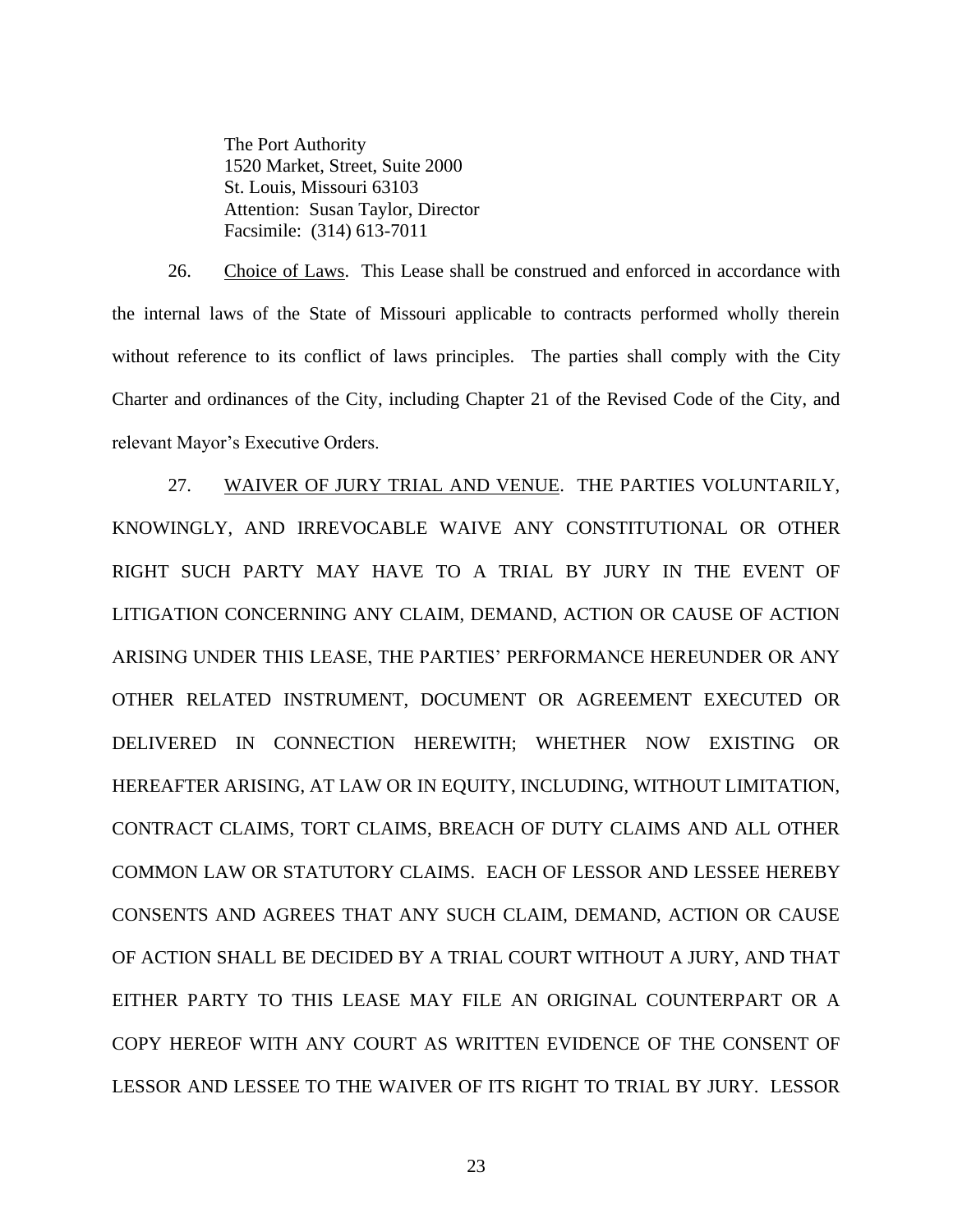The Port Authority
1520 Market, Street, Suite 2000
St. Louis, Missouri 63103
Attention: Susan Taylor, Director
Facsimile: (314) 613-7011

26. Choice of Laws. This Lease shall be construed and enforced in accordance with the internal laws of the State of Missouri applicable to contracts performed wholly therein without reference to its conflict of laws principles. The parties shall comply with the City Charter and ordinances of the City, including Chapter 21 of the Revised Code of the City, and relevant Mayor's Executive Orders.

27. WAIVER OF JURY TRIAL AND VENUE. THE PARTIES VOLUNTARILY, KNOWINGLY, AND IRREVOCABLE WAIVE ANY CONSTITUTIONAL OR OTHER RIGHT SUCH PARTY MAY HAVE TO A TRIAL BY JURY IN THE EVENT OF LITIGATION CONCERNING ANY CLAIM, DEMAND, ACTION OR CAUSE OF ACTION ARISING UNDER THIS LEASE, THE PARTIES' PERFORMANCE HEREUNDER OR ANY OTHER RELATED INSTRUMENT, DOCUMENT OR AGREEMENT EXECUTED OR DELIVERED IN CONNECTION HEREWITH; WHETHER NOW EXISTING OR HEREAFTER ARISING, AT LAW OR IN EQUITY, INCLUDING, WITHOUT LIMITATION, CONTRACT CLAIMS, TORT CLAIMS, BREACH OF DUTY CLAIMS AND ALL OTHER COMMON LAW OR STATUTORY CLAIMS. EACH OF LESSOR AND LESSEE HEREBY CONSENTS AND AGREES THAT ANY SUCH CLAIM, DEMAND, ACTION OR CAUSE OF ACTION SHALL BE DECIDED BY A TRIAL COURT WITHOUT A JURY, AND THAT EITHER PARTY TO THIS LEASE MAY FILE AN ORIGINAL COUNTERPART OR A COPY HEREOF WITH ANY COURT AS WRITTEN EVIDENCE OF THE CONSENT OF LESSOR AND LESSEE TO THE WAIVER OF ITS RIGHT TO TRIAL BY JURY. LESSOR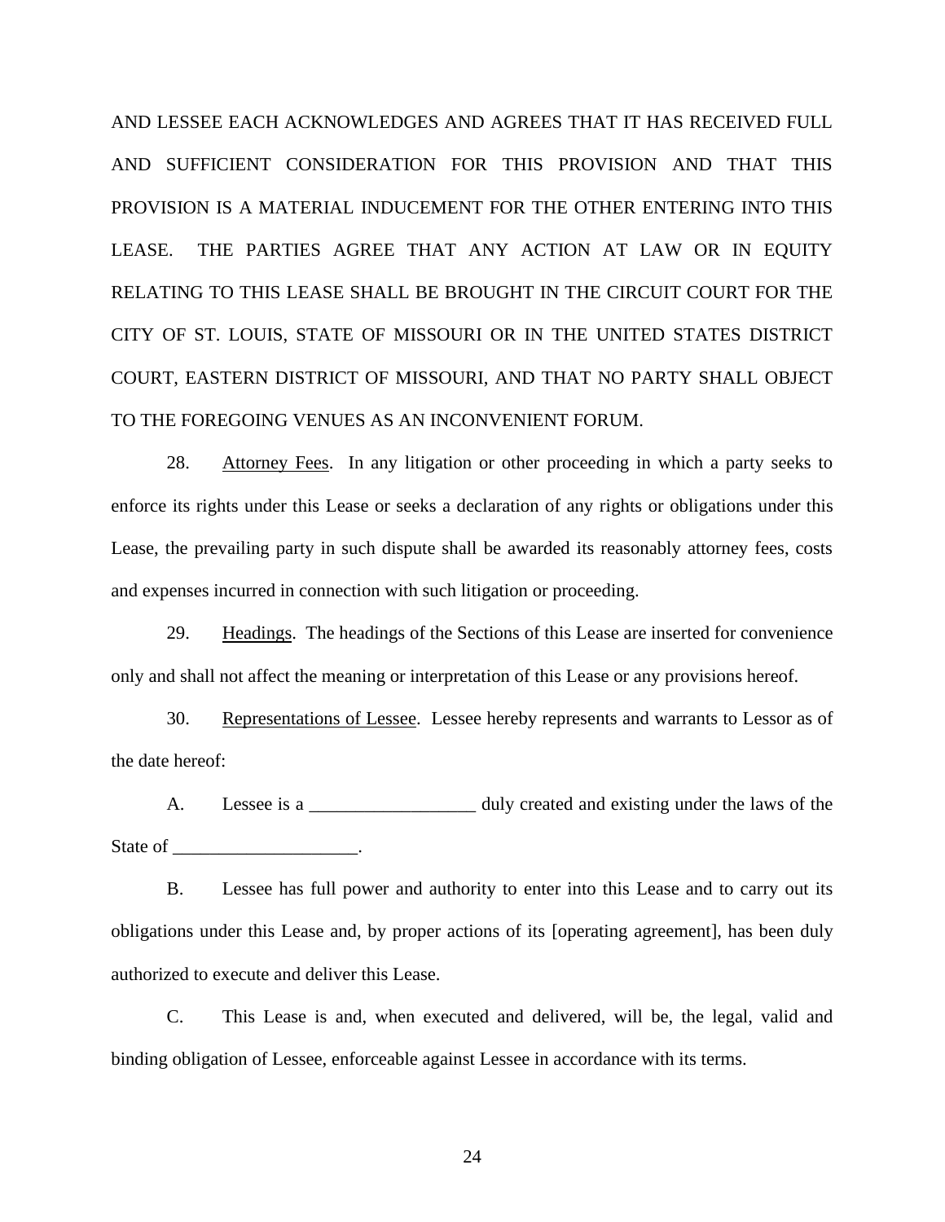AND LESSEE EACH ACKNOWLEDGES AND AGREES THAT IT HAS RECEIVED FULL AND SUFFICIENT CONSIDERATION FOR THIS PROVISION AND THAT THIS PROVISION IS A MATERIAL INDUCEMENT FOR THE OTHER ENTERING INTO THIS LEASE. THE PARTIES AGREE THAT ANY ACTION AT LAW OR IN EQUITY RELATING TO THIS LEASE SHALL BE BROUGHT IN THE CIRCUIT COURT FOR THE CITY OF ST. LOUIS, STATE OF MISSOURI OR IN THE UNITED STATES DISTRICT COURT, EASTERN DISTRICT OF MISSOURI, AND THAT NO PARTY SHALL OBJECT TO THE FOREGOING VENUES AS AN INCONVENIENT FORUM.

28. <u>Attorney Fees</u>. In any litigation or other proceeding in which a party seeks to enforce its rights under this Lease or seeks a declaration of any rights or obligations under this Lease, the prevailing party in such dispute shall be awarded its reasonably attorney fees, costs and expenses incurred in connection with such litigation or proceeding.

29. <u>Headings</u>. The headings of the Sections of this Lease are inserted for convenience only and shall not affect the meaning or interpretation of this Lease or any provisions hereof.

30. <u>Representations of Lessee</u>. Lessee hereby represents and warrants to Lessor as of the date hereof:

A. Lessee is a __________________ duly created and existing under the laws of the State of ____________________.

B. Lessee has full power and authority to enter into this Lease and to carry out its obligations under this Lease and, by proper actions of its [operating agreement], has been duly authorized to execute and deliver this Lease.

C. This Lease is and, when executed and delivered, will be, the legal, valid and binding obligation of Lessee, enforceable against Lessee in accordance with its terms.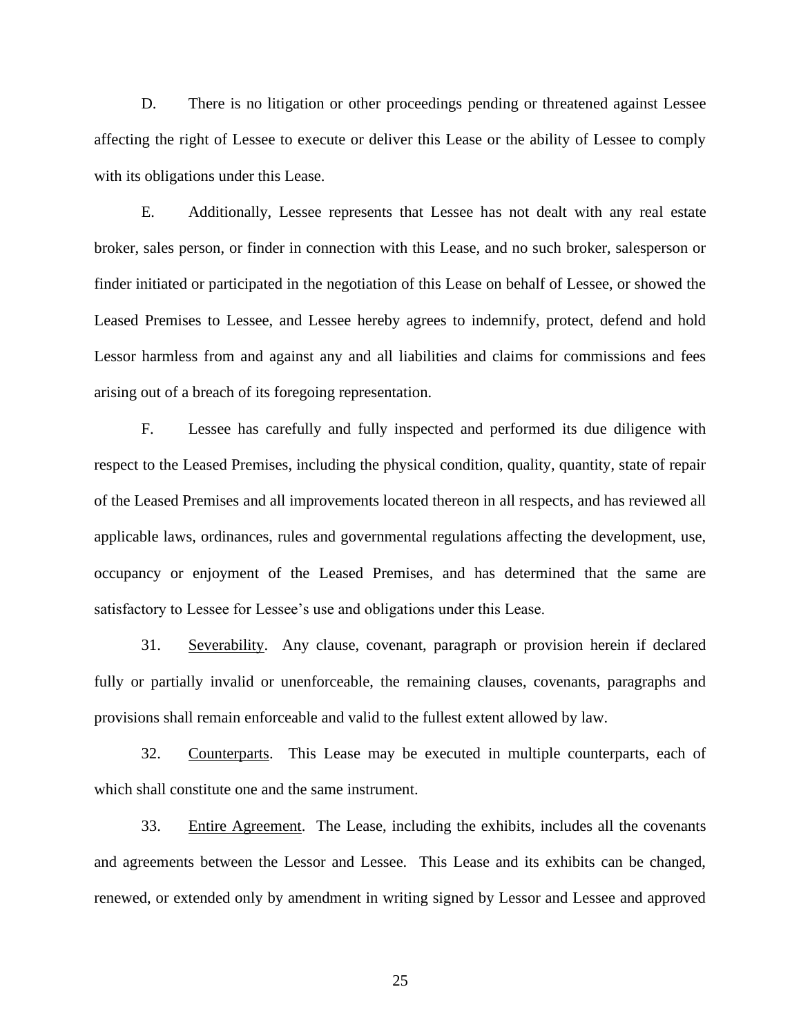D. There is no litigation or other proceedings pending or threatened against Lessee affecting the right of Lessee to execute or deliver this Lease or the ability of Lessee to comply with its obligations under this Lease.

E. Additionally, Lessee represents that Lessee has not dealt with any real estate broker, sales person, or finder in connection with this Lease, and no such broker, salesperson or finder initiated or participated in the negotiation of this Lease on behalf of Lessee, or showed the Leased Premises to Lessee, and Lessee hereby agrees to indemnify, protect, defend and hold Lessor harmless from and against any and all liabilities and claims for commissions and fees arising out of a breach of its foregoing representation.

F. Lessee has carefully and fully inspected and performed its due diligence with respect to the Leased Premises, including the physical condition, quality, quantity, state of repair of the Leased Premises and all improvements located thereon in all respects, and has reviewed all applicable laws, ordinances, rules and governmental regulations affecting the development, use, occupancy or enjoyment of the Leased Premises, and has determined that the same are satisfactory to Lessee for Lessee's use and obligations under this Lease.

31. Severability. Any clause, covenant, paragraph or provision herein if declared fully or partially invalid or unenforceable, the remaining clauses, covenants, paragraphs and provisions shall remain enforceable and valid to the fullest extent allowed by law.

32. Counterparts. This Lease may be executed in multiple counterparts, each of which shall constitute one and the same instrument.

33. Entire Agreement. The Lease, including the exhibits, includes all the covenants and agreements between the Lessor and Lessee. This Lease and its exhibits can be changed, renewed, or extended only by amendment in writing signed by Lessor and Lessee and approved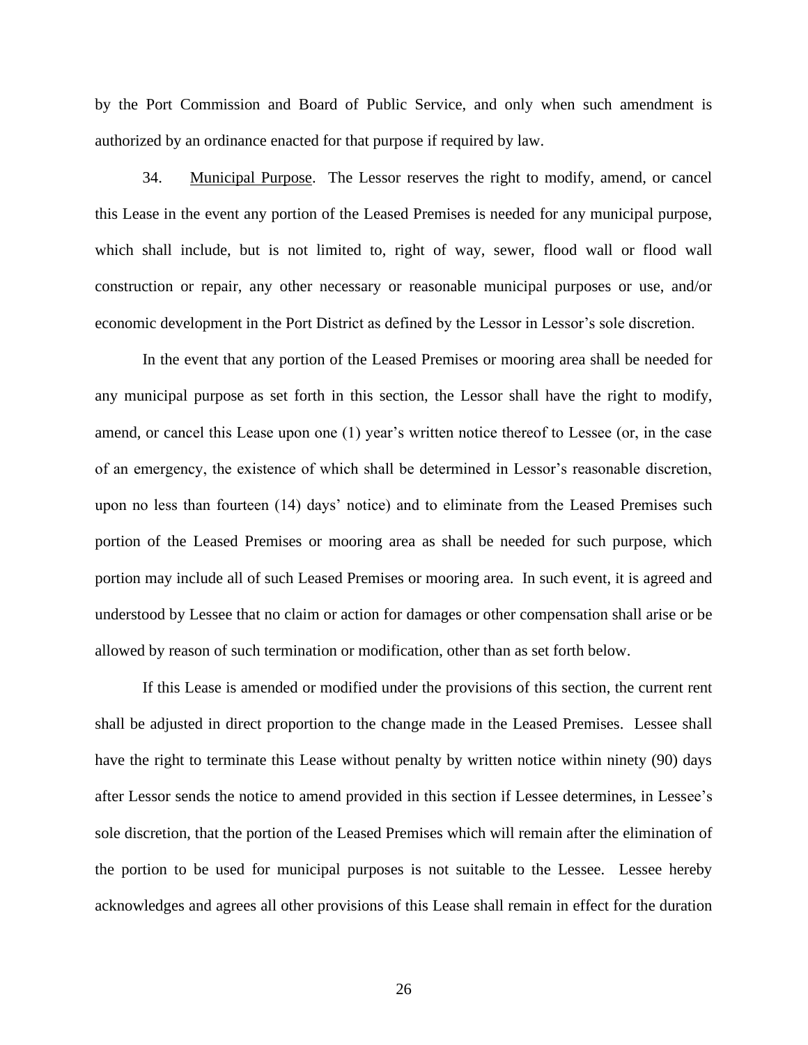by the Port Commission and Board of Public Service, and only when such amendment is authorized by an ordinance enacted for that purpose if required by law.

34. Municipal Purpose. The Lessor reserves the right to modify, amend, or cancel this Lease in the event any portion of the Leased Premises is needed for any municipal purpose, which shall include, but is not limited to, right of way, sewer, flood wall or flood wall construction or repair, any other necessary or reasonable municipal purposes or use, and/or economic development in the Port District as defined by the Lessor in Lessor's sole discretion.

In the event that any portion of the Leased Premises or mooring area shall be needed for any municipal purpose as set forth in this section, the Lessor shall have the right to modify, amend, or cancel this Lease upon one (1) year's written notice thereof to Lessee (or, in the case of an emergency, the existence of which shall be determined in Lessor's reasonable discretion, upon no less than fourteen (14) days' notice) and to eliminate from the Leased Premises such portion of the Leased Premises or mooring area as shall be needed for such purpose, which portion may include all of such Leased Premises or mooring area. In such event, it is agreed and understood by Lessee that no claim or action for damages or other compensation shall arise or be allowed by reason of such termination or modification, other than as set forth below.

If this Lease is amended or modified under the provisions of this section, the current rent shall be adjusted in direct proportion to the change made in the Leased Premises. Lessee shall have the right to terminate this Lease without penalty by written notice within ninety (90) days after Lessor sends the notice to amend provided in this section if Lessee determines, in Lessee's sole discretion, that the portion of the Leased Premises which will remain after the elimination of the portion to be used for municipal purposes is not suitable to the Lessee. Lessee hereby acknowledges and agrees all other provisions of this Lease shall remain in effect for the duration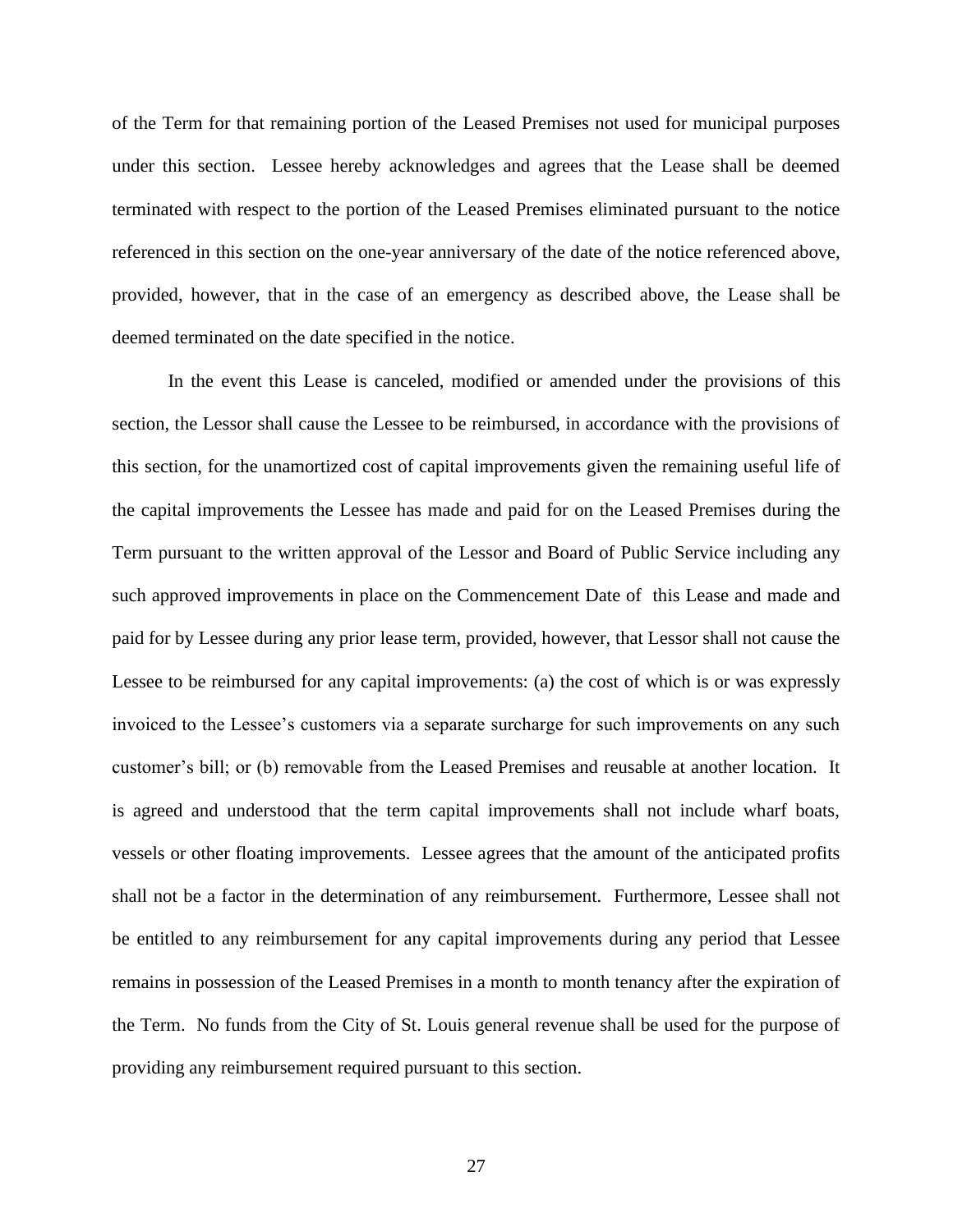of the Term for that remaining portion of the Leased Premises not used for municipal purposes under this section. Lessee hereby acknowledges and agrees that the Lease shall be deemed terminated with respect to the portion of the Leased Premises eliminated pursuant to the notice referenced in this section on the one-year anniversary of the date of the notice referenced above, provided, however, that in the case of an emergency as described above, the Lease shall be deemed terminated on the date specified in the notice.

In the event this Lease is canceled, modified or amended under the provisions of this section, the Lessor shall cause the Lessee to be reimbursed, in accordance with the provisions of this section, for the unamortized cost of capital improvements given the remaining useful life of the capital improvements the Lessee has made and paid for on the Leased Premises during the Term pursuant to the written approval of the Lessor and Board of Public Service including any such approved improvements in place on the Commencement Date of this Lease and made and paid for by Lessee during any prior lease term, provided, however, that Lessor shall not cause the Lessee to be reimbursed for any capital improvements: (a) the cost of which is or was expressly invoiced to the Lessee's customers via a separate surcharge for such improvements on any such customer's bill; or (b) removable from the Leased Premises and reusable at another location. It is agreed and understood that the term capital improvements shall not include wharf boats, vessels or other floating improvements. Lessee agrees that the amount of the anticipated profits shall not be a factor in the determination of any reimbursement. Furthermore, Lessee shall not be entitled to any reimbursement for any capital improvements during any period that Lessee remains in possession of the Leased Premises in a month to month tenancy after the expiration of the Term. No funds from the City of St. Louis general revenue shall be used for the purpose of providing any reimbursement required pursuant to this section.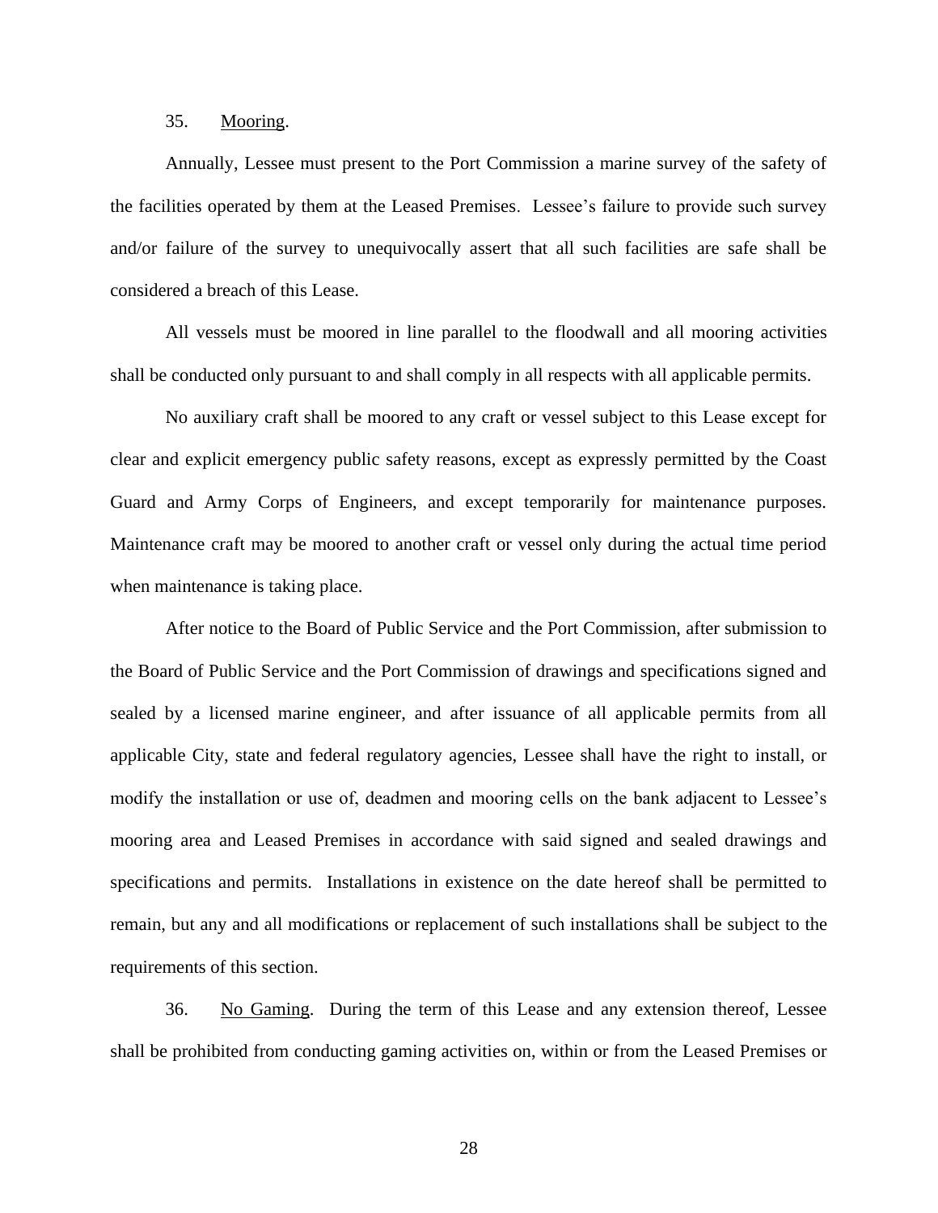35. Mooring.

Annually, Lessee must present to the Port Commission a marine survey of the safety of the facilities operated by them at the Leased Premises. Lessee's failure to provide such survey and/or failure of the survey to unequivocally assert that all such facilities are safe shall be considered a breach of this Lease.

All vessels must be moored in line parallel to the floodwall and all mooring activities shall be conducted only pursuant to and shall comply in all respects with all applicable permits.

No auxiliary craft shall be moored to any craft or vessel subject to this Lease except for clear and explicit emergency public safety reasons, except as expressly permitted by the Coast Guard and Army Corps of Engineers, and except temporarily for maintenance purposes. Maintenance craft may be moored to another craft or vessel only during the actual time period when maintenance is taking place.

After notice to the Board of Public Service and the Port Commission, after submission to the Board of Public Service and the Port Commission of drawings and specifications signed and sealed by a licensed marine engineer, and after issuance of all applicable permits from all applicable City, state and federal regulatory agencies, Lessee shall have the right to install, or modify the installation or use of, deadmen and mooring cells on the bank adjacent to Lessee's mooring area and Leased Premises in accordance with said signed and sealed drawings and specifications and permits. Installations in existence on the date hereof shall be permitted to remain, but any and all modifications or replacement of such installations shall be subject to the requirements of this section.

36. No Gaming. During the term of this Lease and any extension thereof, Lessee shall be prohibited from conducting gaming activities on, within or from the Leased Premises or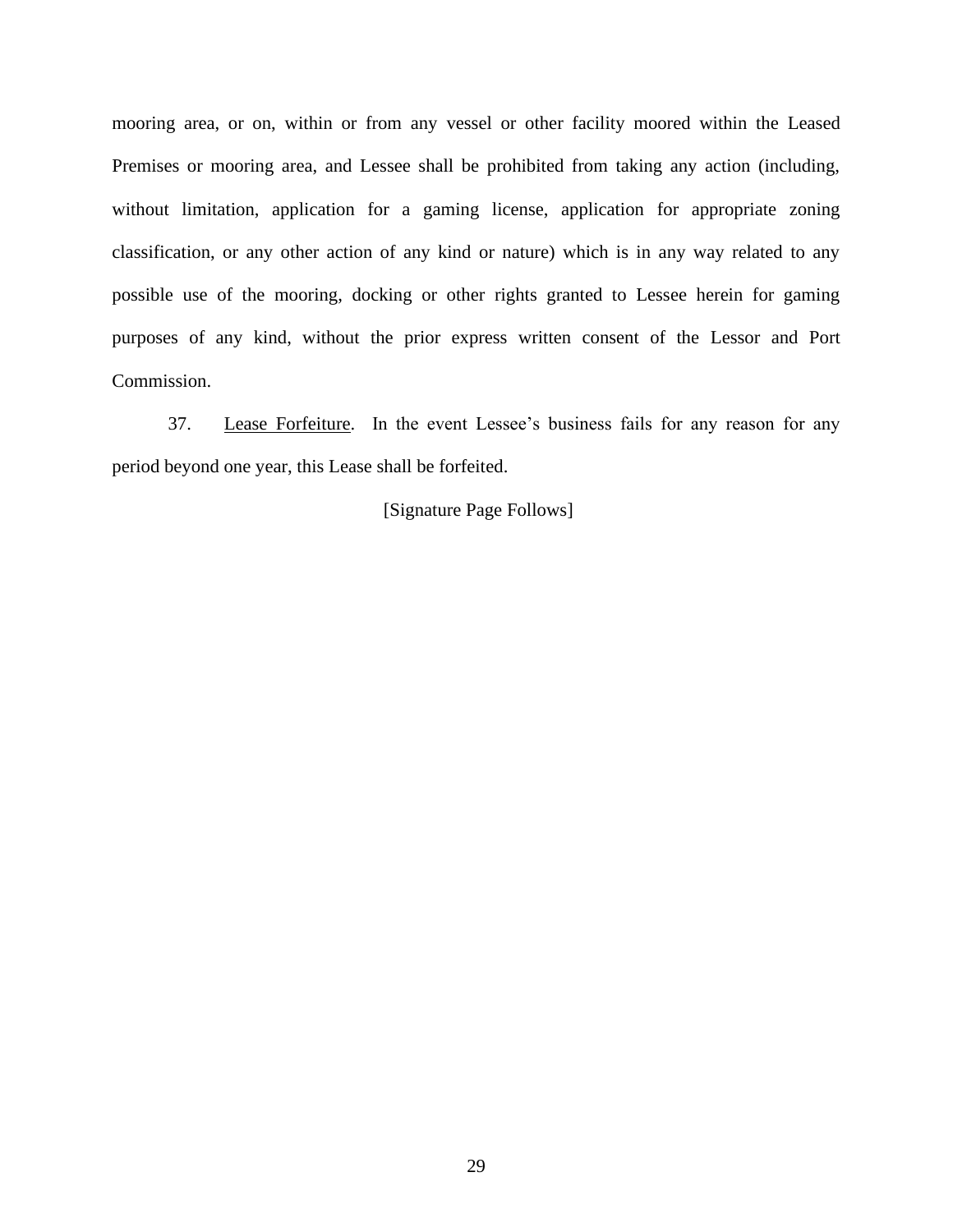mooring area, or on, within or from any vessel or other facility moored within the Leased Premises or mooring area, and Lessee shall be prohibited from taking any action (including, without limitation, application for a gaming license, application for appropriate zoning classification, or any other action of any kind or nature) which is in any way related to any possible use of the mooring, docking or other rights granted to Lessee herein for gaming purposes of any kind, without the prior express written consent of the Lessor and Port Commission.

37. Lease Forfeiture. In the event Lessee's business fails for any reason for any period beyond one year, this Lease shall be forfeited.

[Signature Page Follows]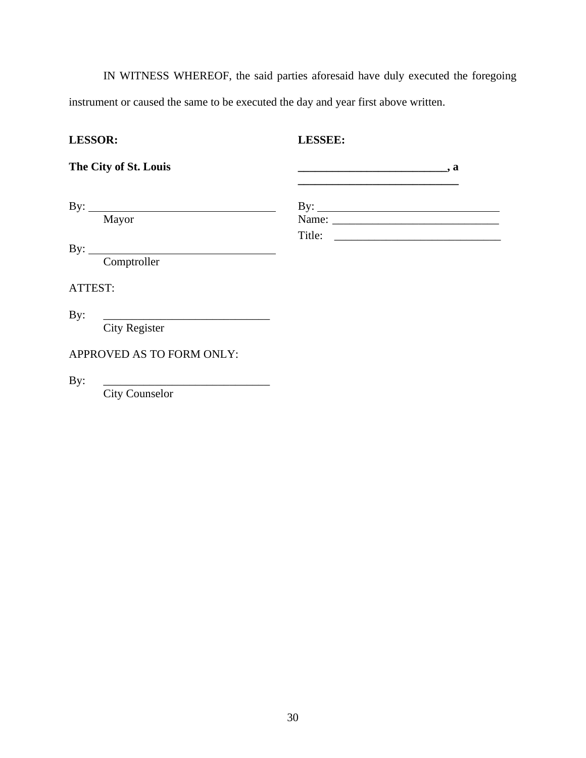IN WITNESS WHEREOF, the said parties aforesaid have duly executed the foregoing instrument or caused the same to be executed the day and year first above written.

**LESSOR:**

**The City of St. Louis**

By: ________________________________
Mayor

By: ________________________________
Comptroller

ATTEST:

By: ______________________________
City Register

APPROVED AS TO FORM ONLY:

By: ______________________________
City Counselor

**LESSEE:**

**__________________________, a _____________________________**

By: ________________________________
Name: ______________________________
Title: ______________________________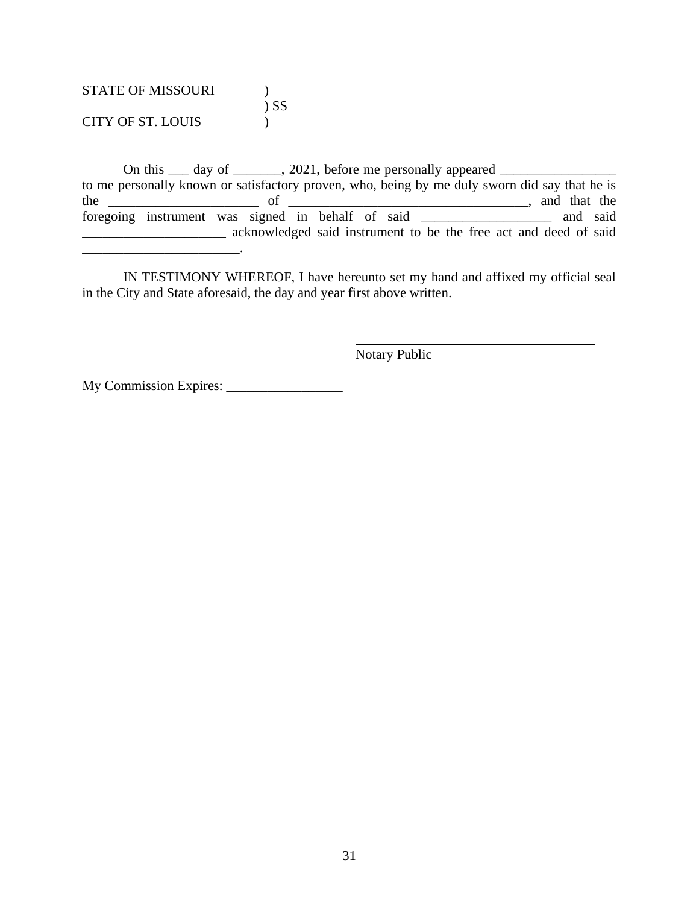STATE OF MISSOURI )  
) SS  
CITY OF ST. LOUIS )

On this ___ day of _______, 2021, before me personally appeared _________________ to me personally known or satisfactory proven, who, being by me duly sworn did say that he is the ______________________ of ___________________________________, and that the foregoing instrument was signed in behalf of said ___________________ and said _____________________ acknowledged said instrument to be the free act and deed of said _______________________.

IN TESTIMONY WHEREOF, I have hereunto set my hand and affixed my official seal in the City and State aforesaid, the day and year first above written.

\_\_\_\_\_\_\_\_\_\_\_\_\_\_\_\_\_\_\_\_\_\_\_\_\_\_\_\_\_\_\_\_\_\_\_\_  
Notary Public

My Commission Expires: _________________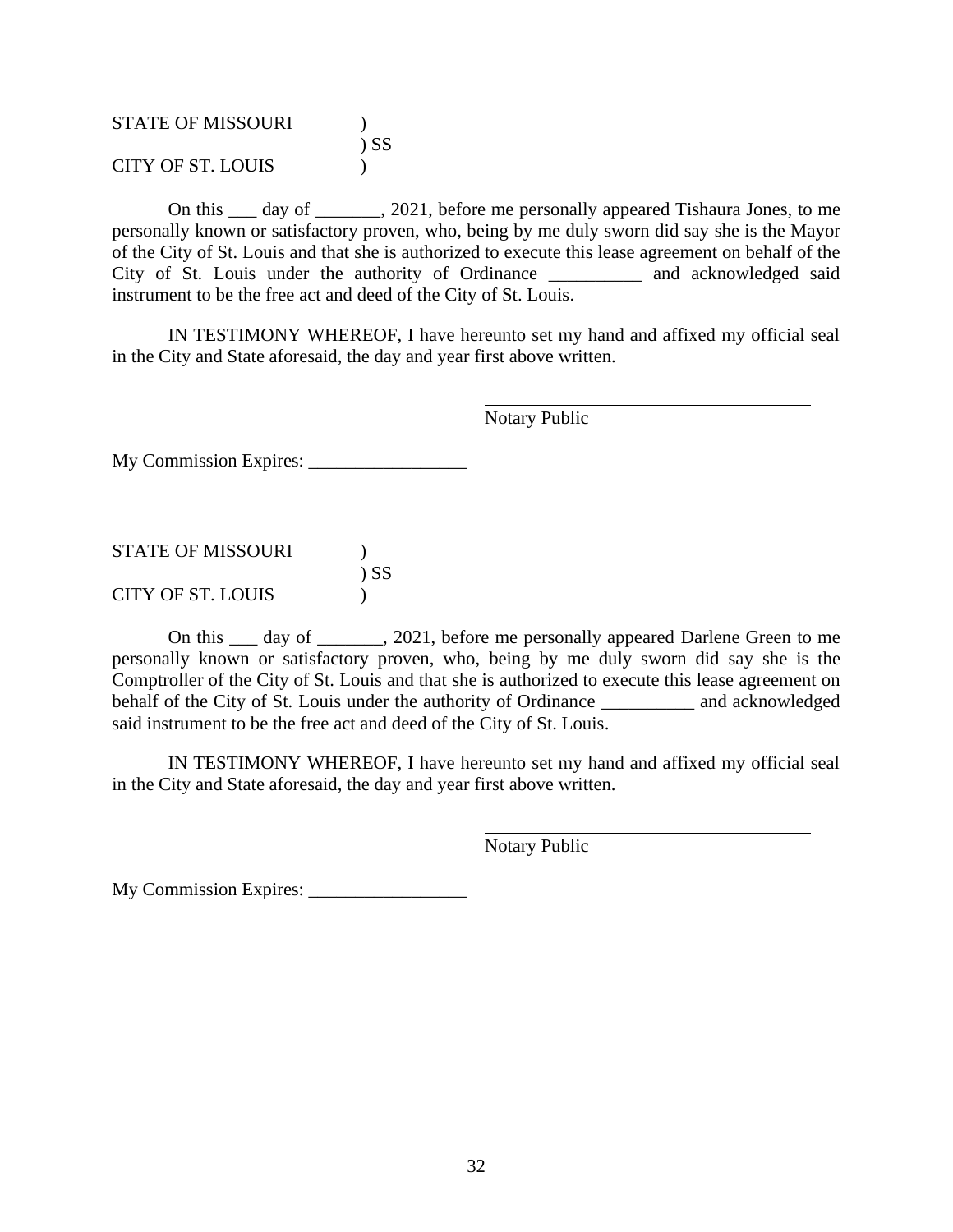STATE OF MISSOURI )
) SS
CITY OF ST. LOUIS )

On this ___ day of _______, 2021, before me personally appeared Tishaura Jones, to me personally known or satisfactory proven, who, being by me duly sworn did say she is the Mayor of the City of St. Louis and that she is authorized to execute this lease agreement on behalf of the City of St. Louis under the authority of Ordinance __________ and acknowledged said instrument to be the free act and deed of the City of St. Louis.

IN TESTIMONY WHEREOF, I have hereunto set my hand and affixed my official seal in the City and State aforesaid, the day and year first above written.

_____________________________________
Notary Public

My Commission Expires: _________________

STATE OF MISSOURI )
) SS
CITY OF ST. LOUIS )

On this ___ day of _______, 2021, before me personally appeared Darlene Green to me personally known or satisfactory proven, who, being by me duly sworn did say she is the Comptroller of the City of St. Louis and that she is authorized to execute this lease agreement on behalf of the City of St. Louis under the authority of Ordinance __________ and acknowledged said instrument to be the free act and deed of the City of St. Louis.

IN TESTIMONY WHEREOF, I have hereunto set my hand and affixed my official seal in the City and State aforesaid, the day and year first above written.

_____________________________________
Notary Public

My Commission Expires: _________________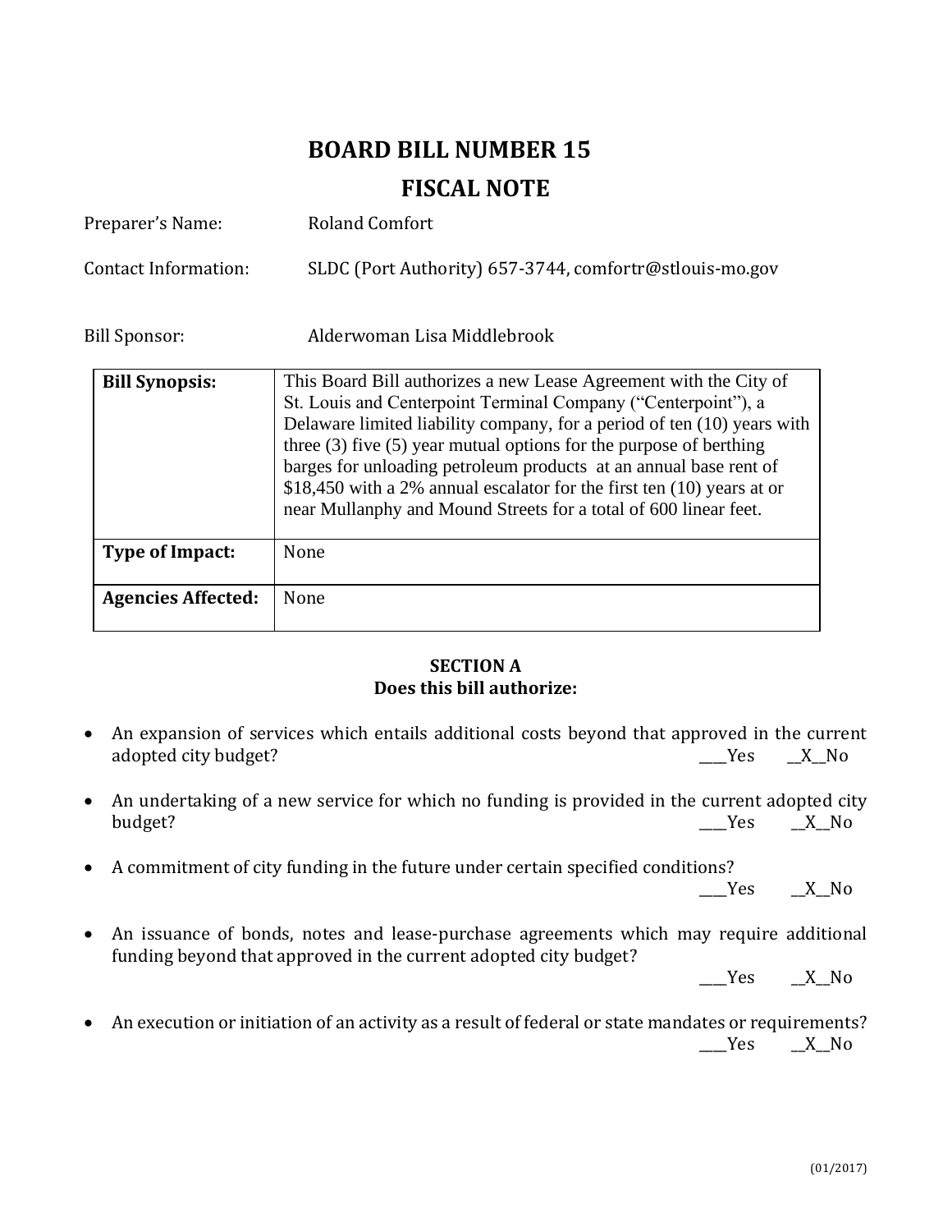# BOARD BILL NUMBER 15

## FISCAL NOTE

Preparer's Name: Roland Comfort

Contact Information: SLDC (Port Authority) 657-3744, comfortr@stlouis-mo.gov

Bill Sponsor: Alderwoman Lisa Middlebrook

| | |
|---|---|
| **Bill Synopsis:** | This Board Bill authorizes a new Lease Agreement with the City of St. Louis and Centerpoint Terminal Company ("Centerpoint"), a Delaware limited liability company, for a period of ten (10) years with three (3) five (5) year mutual options for the purpose of berthing barges for unloading petroleum products at an annual base rent of $18,450 with a 2% annual escalator for the first ten (10) years at or near Mullanphy and Mound Streets for a total of 600 linear feet. |
| **Type of Impact:** | None |
| **Agencies Affected:** | None |

**SECTION A**
**Does this bill authorize:**

- An expansion of services which entails additional costs beyond that approved in the current adopted city budget? ____Yes __X__No
- An undertaking of a new service for which no funding is provided in the current adopted city budget? ____Yes __X__No
- A commitment of city funding in the future under certain specified conditions? ____Yes __X__No
- An issuance of bonds, notes and lease-purchase agreements which may require additional funding beyond that approved in the current adopted city budget? ____Yes __X__No
- An execution or initiation of an activity as a result of federal or state mandates or requirements? ____Yes __X__No

(01/2017)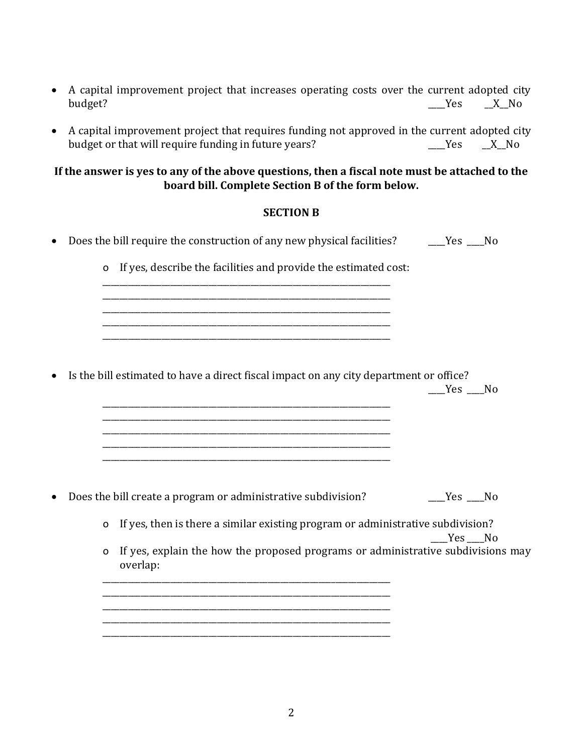- A capital improvement project that increases operating costs over the current adopted city budget? ____Yes __X__No

- A capital improvement project that requires funding not approved in the current adopted city budget or that will require funding in future years? ____Yes __X__No

**If the answer is yes to any of the above questions, then a fiscal note must be attached to the board bill. Complete Section B of the form below.**

**SECTION B**

- Does the bill require the construction of any new physical facilities? ____Yes ____No

    - If yes, describe the facilities and provide the estimated cost:

    ________________________________________________________________
    ________________________________________________________________
    ________________________________________________________________
    ________________________________________________________________
    ________________________________________________________________

- Is the bill estimated to have a direct fiscal impact on any city department or office? ____Yes ____No

    ________________________________________________________________
    ________________________________________________________________
    ________________________________________________________________
    ________________________________________________________________
    ________________________________________________________________

- Does the bill create a program or administrative subdivision? ____Yes ____No

    - If yes, then is there a similar existing program or administrative subdivision? ____Yes ____No
    - If yes, explain the how the proposed programs or administrative subdivisions may overlap:

    ________________________________________________________________
    ________________________________________________________________
    ________________________________________________________________
    ________________________________________________________________
    ________________________________________________________________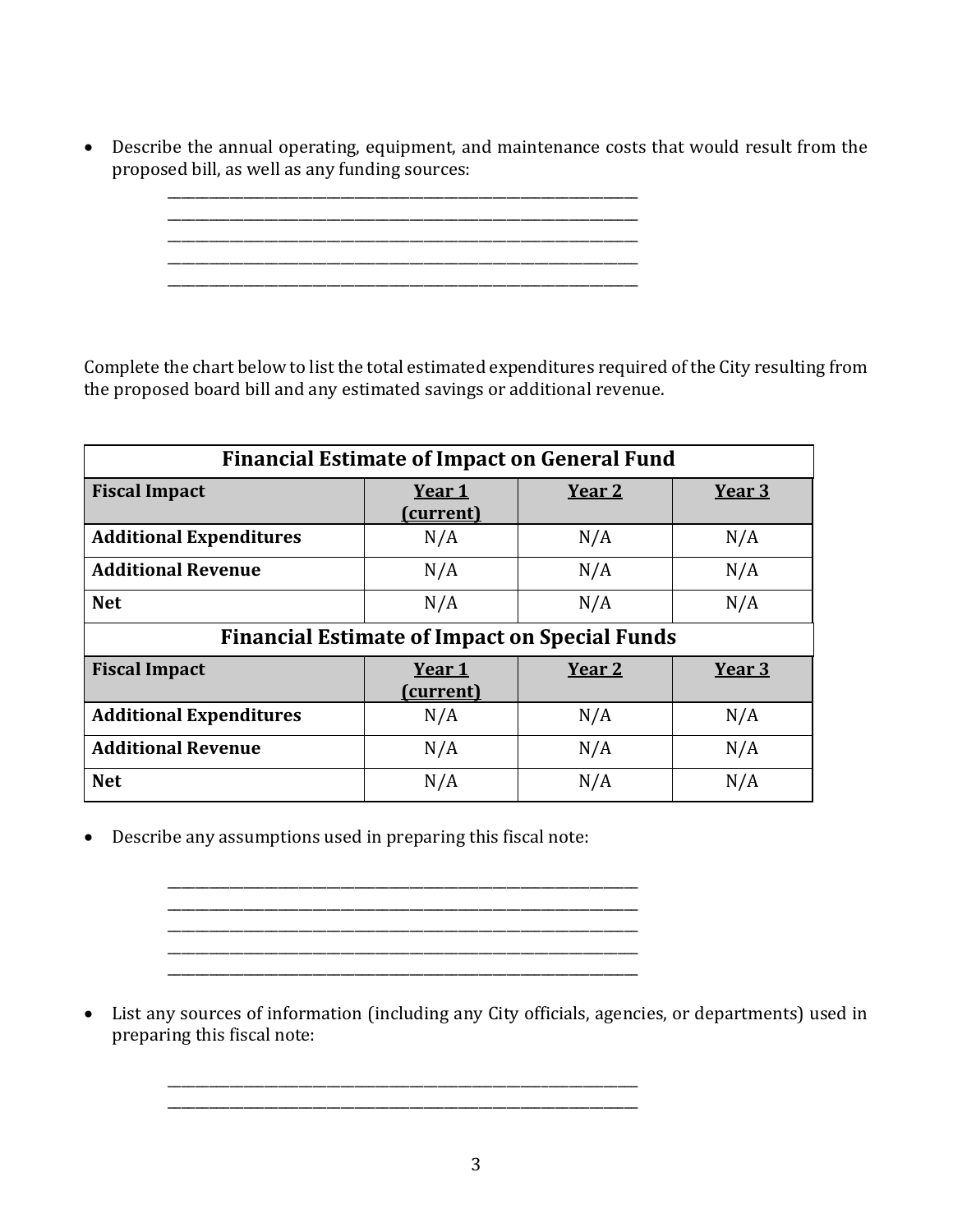- Describe the annual operating, equipment, and maintenance costs that would result from the proposed bill, as well as any funding sources:

  ______________________________________________________________________
  ______________________________________________________________________
  ______________________________________________________________________
  ______________________________________________________________________
  ______________________________________________________________________

Complete the chart below to list the total estimated expenditures required of the City resulting from the proposed board bill and any estimated savings or additional revenue.

| **Financial Estimate of Impact on General Fund** | | | |
|---|---|---|---|
| **Fiscal Impact** | **Year 1 (current)** | **Year 2** | **Year 3** |
| **Additional Expenditures** | N/A | N/A | N/A |
| **Additional Revenue** | N/A | N/A | N/A |
| **Net** | N/A | N/A | N/A |
| **Financial Estimate of Impact on Special Funds** | | | |
| **Fiscal Impact** | **Year 1 (current)** | **Year 2** | **Year 3** |
| **Additional Expenditures** | N/A | N/A | N/A |
| **Additional Revenue** | N/A | N/A | N/A |
| **Net** | N/A | N/A | N/A |

- Describe any assumptions used in preparing this fiscal note:

  ______________________________________________________________________
  ______________________________________________________________________
  ______________________________________________________________________
  ______________________________________________________________________
  ______________________________________________________________________

- List any sources of information (including any City officials, agencies, or departments) used in preparing this fiscal note:

  ______________________________________________________________________
  ______________________________________________________________________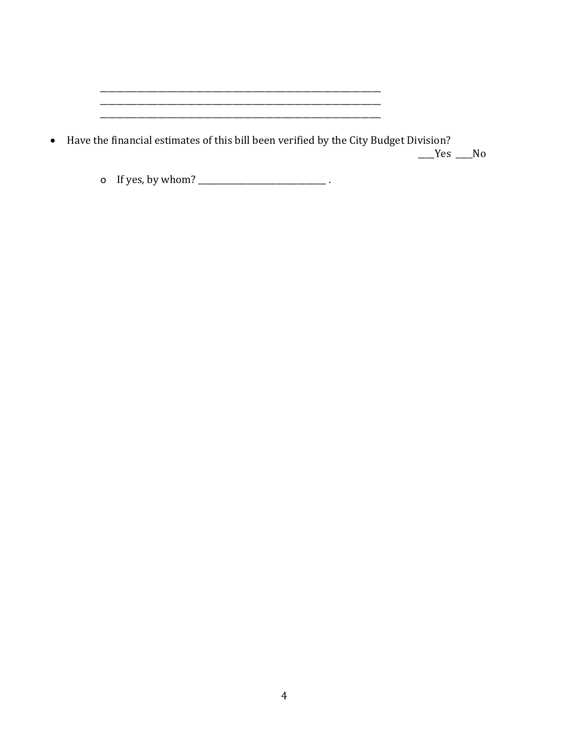\_\_\_\_\_\_\_\_\_\_\_\_\_\_\_\_\_\_\_\_\_\_\_\_\_\_\_\_\_\_\_\_\_\_\_\_\_\_\_\_\_\_\_\_\_\_\_\_\_\_\_\_\_\_\_\_\_\_\_\_\_\_\_\_\_\_\_\_\_
\_\_\_\_\_\_\_\_\_\_\_\_\_\_\_\_\_\_\_\_\_\_\_\_\_\_\_\_\_\_\_\_\_\_\_\_\_\_\_\_\_\_\_\_\_\_\_\_\_\_\_\_\_\_\_\_\_\_\_\_\_\_\_\_\_\_\_\_\_
\_\_\_\_\_\_\_\_\_\_\_\_\_\_\_\_\_\_\_\_\_\_\_\_\_\_\_\_\_\_\_\_\_\_\_\_\_\_\_\_\_\_\_\_\_\_\_\_\_\_\_\_\_\_\_\_\_\_\_\_\_\_\_\_\_\_\_\_\_

- Have the financial estimates of this bill been verified by the City Budget Division?
  \_\_\_\_Yes \_\_\_\_No

  - If yes, by whom? \_\_\_\_\_\_\_\_\_\_\_\_\_\_\_\_\_\_\_\_\_\_\_\_\_\_\_\_\_\_\_\_\_\_ .